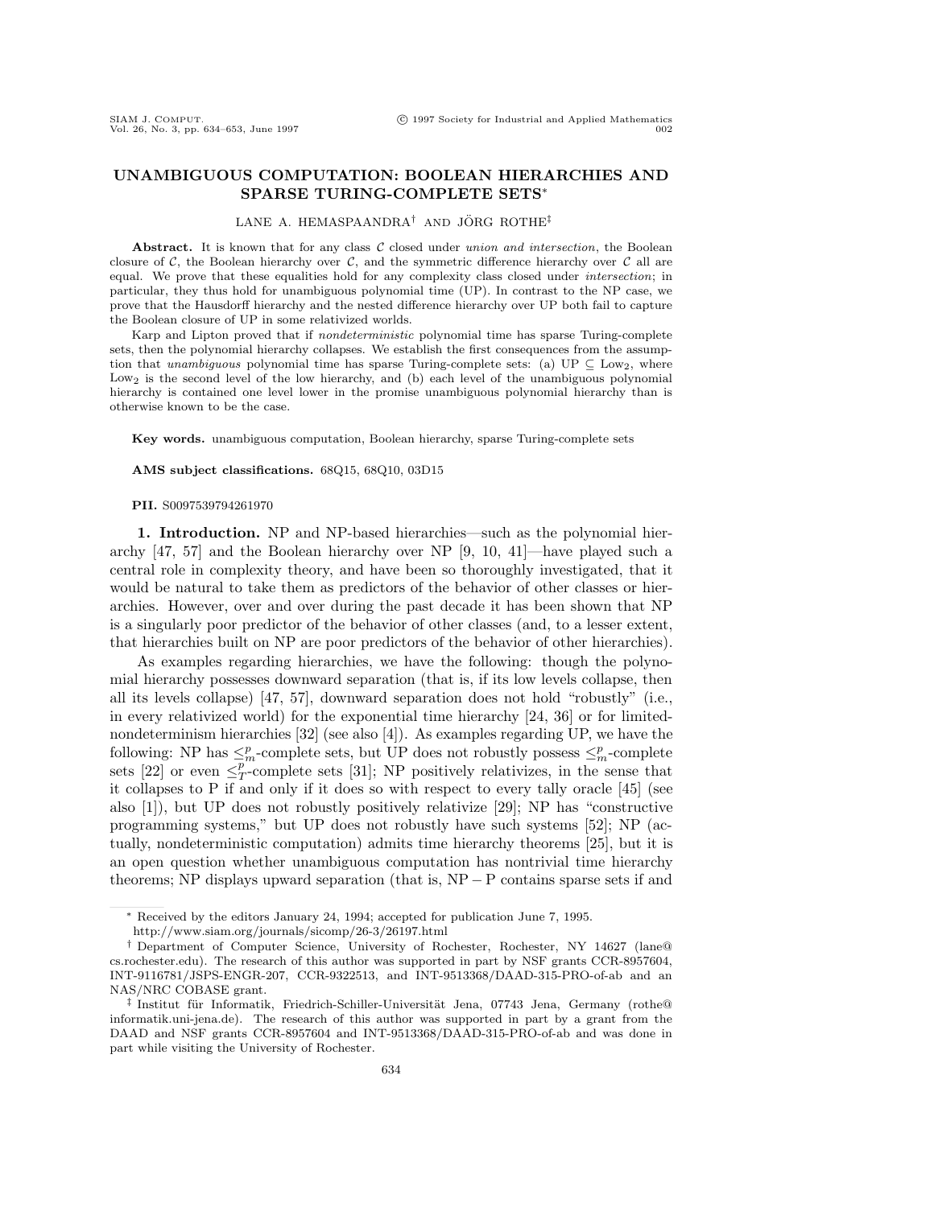# UNAMBIGUOUS COMPUTATION: BOOLEAN HIERARCHIES AND SPARSE TURING-COMPLETE SETS*

LANE A. HEMASPAANDRA† AND JÖRG ROTHE‡

**Abstract.** It is known that for any class $\mathcal{C}$ closed under *union and intersection*, the Boolean closure of $\mathcal{C}$, the Boolean hierarchy over $\mathcal{C}$, and the symmetric difference hierarchy over $\mathcal{C}$ all are equal. We prove that these equalities hold for any complexity class closed under *intersection*; in particular, they thus hold for unambiguous polynomial time (UP). In contrast to the NP case, we prove that the Hausdorff hierarchy and the nested difference hierarchy over UP both fail to capture the Boolean closure of UP in some relativized worlds.

Karp and Lipton proved that if *nondeterministic* polynomial time has sparse Turing-complete sets, then the polynomial hierarchy collapses. We establish the first consequences from the assumption that *unambiguous* polynomial time has sparse Turing-complete sets: (a) UP $\subseteq$ $\text{Low}_2$, where $\text{Low}_2$ is the second level of the low hierarchy, and (b) each level of the unambiguous polynomial hierarchy is contained one level lower in the promise unambiguous polynomial hierarchy than is otherwise known to be the case.

**Key words.** unambiguous computation, Boolean hierarchy, sparse Turing-complete sets

**AMS subject classifications.** 68Q15, 68Q10, 03D15

**PII.** S0097539794261970

## 1. Introduction.

NP and NP-based hierarchies—such as the polynomial hierarchy [47, 57] and the Boolean hierarchy over NP [9, 10, 41]—have played such a central role in complexity theory, and have been so thoroughly investigated, that it would be natural to take them as predictors of the behavior of other classes or hierarchies. However, over and over during the past decade it has been shown that NP is a singularly poor predictor of the behavior of other classes (and, to a lesser extent, that hierarchies built on NP are poor predictors of the behavior of other hierarchies).

As examples regarding hierarchies, we have the following: though the polynomial hierarchy possesses downward separation (that is, if its low levels collapse, then all its levels collapse) [47, 57], downward separation does not hold "robustly" (i.e., in every relativized world) for the exponential time hierarchy [24, 36] or for limited-nondeterminism hierarchies [32] (see also [4]). As examples regarding UP, we have the following: NP has $\leq_m^p$-complete sets, but UP does not robustly possess $\leq_m^p$-complete sets [22] or even $\leq_T^p$-complete sets [31]; NP positively relativizes, in the sense that it collapses to P if and only if it does so with respect to every tally oracle [45] (see also [1]), but UP does not robustly positively relativize [29]; NP has "constructive programming systems," but UP does not robustly have such systems [52]; NP (actually, nondeterministic computation) admits time hierarchy theorems [25], but it is an open question whether unambiguous computation has nontrivial time hierarchy theorems; NP displays upward separation (that is, NP $-$ P contains sparse sets if and

---

* Received by the editors January 24, 1994; accepted for publication June 7, 1995.
http://www.siam.org/journals/sicomp/26-3/26197.html

† Department of Computer Science, University of Rochester, Rochester, NY 14627 (lane@cs.rochester.edu). The research of this author was supported in part by NSF grants CCR-8957604, INT-9116781/JSPS-ENGR-207, CCR-9322513, and INT-9513368/DAAD-315-PRO-of-ab and an NAS/NRC COBASE grant.

‡ Institut für Informatik, Friedrich-Schiller-Universität Jena, 07743 Jena, Germany (rothe@informatik.uni-jena.de). The research of this author was supported in part by a grant from the DAAD and NSF grants CCR-8957604 and INT-9513368/DAAD-315-PRO-of-ab and was done in part while visiting the University of Rochester.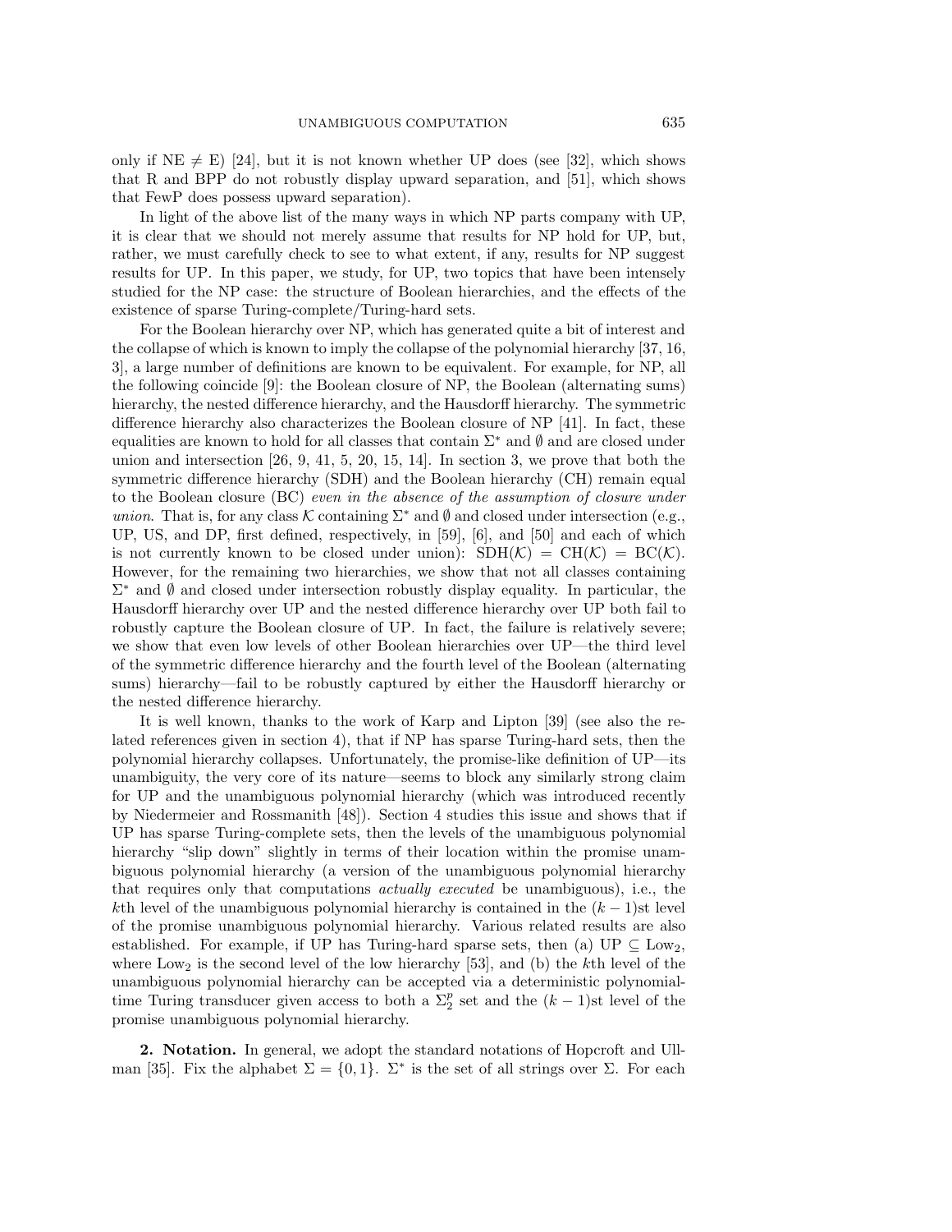only if NE $\neq$ E) [24], but it is not known whether UP does (see [32], which shows that R and BPP do not robustly display upward separation, and [51], which shows that FewP does possess upward separation).

In light of the above list of the many ways in which NP parts company with UP, it is clear that we should not merely assume that results for NP hold for UP, but, rather, we must carefully check to see to what extent, if any, results for NP suggest results for UP. In this paper, we study, for UP, two topics that have been intensely studied for the NP case: the structure of Boolean hierarchies, and the effects of the existence of sparse Turing-complete/Turing-hard sets.

For the Boolean hierarchy over NP, which has generated quite a bit of interest and the collapse of which is known to imply the collapse of the polynomial hierarchy [37, 16, 3], a large number of definitions are known to be equivalent. For example, for NP, all the following coincide [9]: the Boolean closure of NP, the Boolean (alternating sums) hierarchy, the nested difference hierarchy, and the Hausdorff hierarchy. The symmetric difference hierarchy also characterizes the Boolean closure of NP [41]. In fact, these equalities are known to hold for all classes that contain $\Sigma^*$ and $\emptyset$ and are closed under union and intersection [26, 9, 41, 5, 20, 15, 14]. In section 3, we prove that both the symmetric difference hierarchy (SDH) and the Boolean hierarchy (CH) remain equal to the Boolean closure (BC) *even in the absence of the assumption of closure under union*. That is, for any class $\mathcal{K}$ containing $\Sigma^*$ and $\emptyset$ and closed under intersection (e.g., UP, US, and DP, first defined, respectively, in [59], [6], and [50] and each of which is not currently known to be closed under union): $\mathrm{SDH}(\mathcal{K}) = \mathrm{CH}(\mathcal{K}) = \mathrm{BC}(\mathcal{K})$. However, for the remaining two hierarchies, we show that not all classes containing $\Sigma^*$ and $\emptyset$ and closed under intersection robustly display equality. In particular, the Hausdorff hierarchy over UP and the nested difference hierarchy over UP both fail to robustly capture the Boolean closure of UP. In fact, the failure is relatively severe; we show that even low levels of other Boolean hierarchies over UP—the third level of the symmetric difference hierarchy and the fourth level of the Boolean (alternating sums) hierarchy—fail to be robustly captured by either the Hausdorff hierarchy or the nested difference hierarchy.

It is well known, thanks to the work of Karp and Lipton [39] (see also the related references given in section 4), that if NP has sparse Turing-hard sets, then the polynomial hierarchy collapses. Unfortunately, the promise-like definition of UP—its unambiguity, the very core of its nature—seems to block any similarly strong claim for UP and the unambiguous polynomial hierarchy (which was introduced recently by Niedermeier and Rossmanith [48]). Section 4 studies this issue and shows that if UP has sparse Turing-complete sets, then the levels of the unambiguous polynomial hierarchy "slip down" slightly in terms of their location within the promise unambiguous polynomial hierarchy (a version of the unambiguous polynomial hierarchy that requires only that computations *actually executed* be unambiguous), i.e., the $k$th level of the unambiguous polynomial hierarchy is contained in the $(k-1)$st level of the promise unambiguous polynomial hierarchy. Various related results are also established. For example, if UP has Turing-hard sparse sets, then (a) UP $\subseteq$ $\mathrm{Low}_2$, where $\mathrm{Low}_2$ is the second level of the low hierarchy [53], and (b) the $k$th level of the unambiguous polynomial hierarchy can be accepted via a deterministic polynomial-time Turing transducer given access to both a $\Sigma_2^p$ set and the $(k-1)$st level of the promise unambiguous polynomial hierarchy.

**2. Notation.** In general, we adopt the standard notations of Hopcroft and Ullman [35]. Fix the alphabet $\Sigma = \{0, 1\}$. $\Sigma^*$ is the set of all strings over $\Sigma$. For each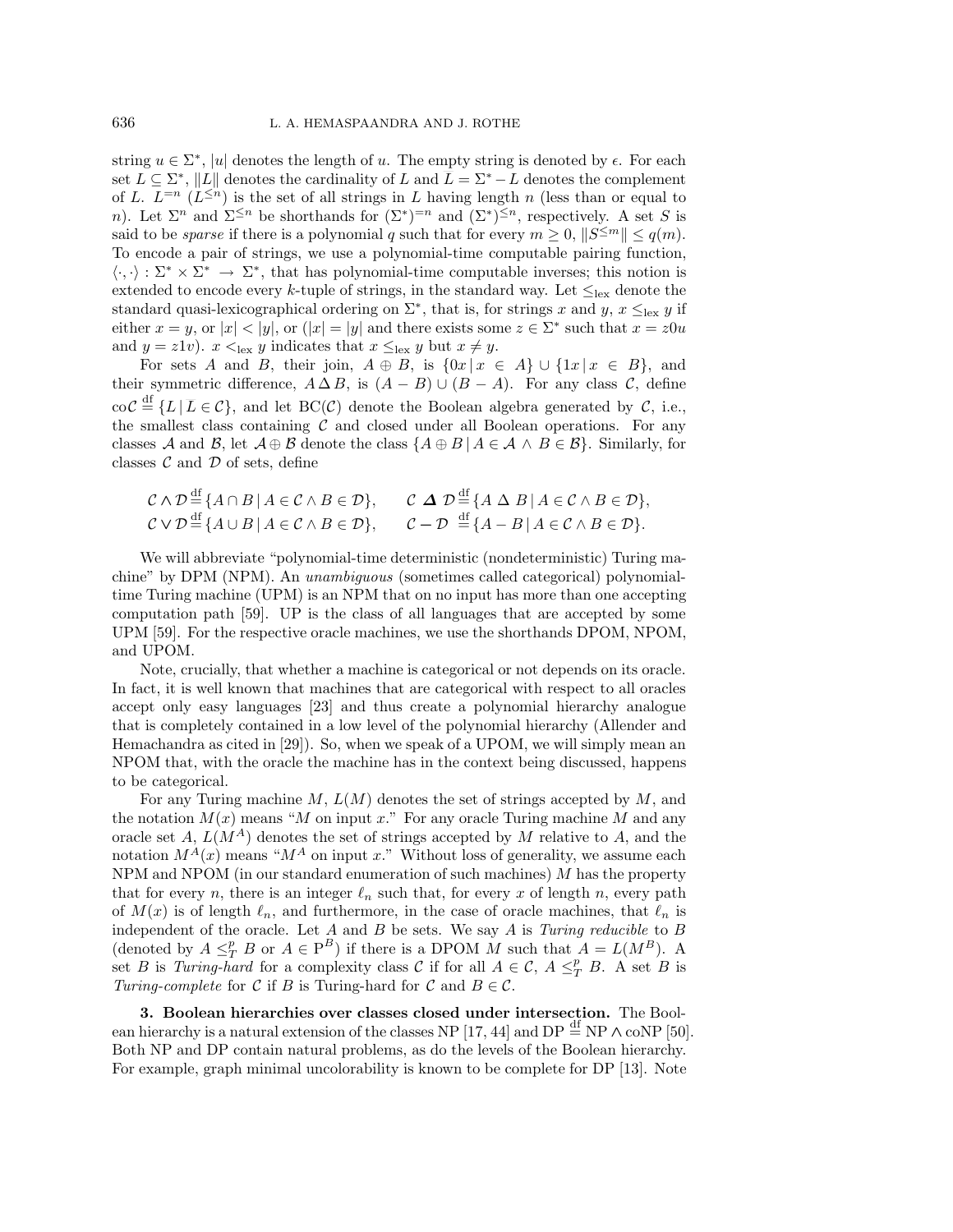string $u \in \Sigma^*$, $|u|$ denotes the length of $u$. The empty string is denoted by $\epsilon$. For each set $L \subseteq \Sigma^*$, $\|L\|$ denotes the cardinality of $L$ and $\overline{L} = \Sigma^* - L$ denotes the complement of $L$. $L^{=n}$ ($L^{\leq n}$) is the set of all strings in $L$ having length $n$ (less than or equal to $n$). Let $\Sigma^n$ and $\Sigma^{\leq n}$ be shorthands for $(\Sigma^*)^{=n}$ and $(\Sigma^*)^{\leq n}$, respectively. A set $S$ is said to be *sparse* if there is a polynomial $q$ such that for every $m \geq 0$, $\|S^{\leq m}\| \leq q(m)$. To encode a pair of strings, we use a polynomial-time computable pairing function, $\langle \cdot, \cdot \rangle : \Sigma^* \times \Sigma^* \rightarrow \Sigma^*$, that has polynomial-time computable inverses; this notion is extended to encode every $k$-tuple of strings, in the standard way. Let $\leq_{\text{lex}}$ denote the standard quasi-lexicographical ordering on $\Sigma^*$, that is, for strings $x$ and $y$, $x \leq_{\text{lex}} y$ if either $x = y$, or $|x| < |y|$, or ($|x| = |y|$ and there exists some $z \in \Sigma^*$ such that $x = z0u$ and $y = z1v$). $x <_{\text{lex}} y$ indicates that $x \leq_{\text{lex}} y$ but $x \neq y$.

For sets $A$ and $B$, their join, $A \oplus B$, is $\{0x \mid x \in A\} \cup \{1x \mid x \in B\}$, and their symmetric difference, $A \,\Delta\, B$, is $(A - B) \cup (B - A)$. For any class $\mathcal{C}$, define $\text{co}\mathcal{C} \stackrel{\text{df}}{=} \{L \mid \overline{L} \in \mathcal{C}\}$, and let $\text{BC}(\mathcal{C})$ denote the Boolean algebra generated by $\mathcal{C}$, i.e., the smallest class containing $\mathcal{C}$ and closed under all Boolean operations. For any classes $\mathcal{A}$ and $\mathcal{B}$, let $\mathcal{A} \oplus \mathcal{B}$ denote the class $\{A \oplus B \mid A \in \mathcal{A} \wedge B \in \mathcal{B}\}$. Similarly, for classes $\mathcal{C}$ and $\mathcal{D}$ of sets, define

$$\mathcal{C} \wedge \mathcal{D} \stackrel{\text{df}}{=} \{A \cap B \mid A \in \mathcal{C} \wedge B \in \mathcal{D}\}, \qquad \mathcal{C} \,\boldsymbol{\Delta}\, \mathcal{D} \stackrel{\text{df}}{=} \{A \,\Delta\, B \mid A \in \mathcal{C} \wedge B \in \mathcal{D}\},$$
$$\mathcal{C} \vee \mathcal{D} \stackrel{\text{df}}{=} \{A \cup B \mid A \in \mathcal{C} \wedge B \in \mathcal{D}\}, \qquad \mathcal{C} - \mathcal{D} \stackrel{\text{df}}{=} \{A - B \mid A \in \mathcal{C} \wedge B \in \mathcal{D}\}.$$

We will abbreviate "polynomial-time deterministic (nondeterministic) Turing machine" by DPM (NPM). An *unambiguous* (sometimes called categorical) polynomial-time Turing machine (UPM) is an NPM that on no input has more than one accepting computation path [59]. UP is the class of all languages that are accepted by some UPM [59]. For the respective oracle machines, we use the shorthands DPOM, NPOM, and UPOM.

Note, crucially, that whether a machine is categorical or not depends on its oracle. In fact, it is well known that machines that are categorical with respect to all oracles accept only easy languages [23] and thus create a polynomial hierarchy analogue that is completely contained in a low level of the polynomial hierarchy (Allender and Hemachandra as cited in [29]). So, when we speak of a UPOM, we will simply mean an NPOM that, with the oracle the machine has in the context being discussed, happens to be categorical.

For any Turing machine $M$, $L(M)$ denotes the set of strings accepted by $M$, and the notation $M(x)$ means "$M$ on input $x$." For any oracle Turing machine $M$ and any oracle set $A$, $L(M^A)$ denotes the set of strings accepted by $M$ relative to $A$, and the notation $M^A(x)$ means "$M^A$ on input $x$." Without loss of generality, we assume each NPM and NPOM (in our standard enumeration of such machines) $M$ has the property that for every $n$, there is an integer $\ell_n$ such that, for every $x$ of length $n$, every path of $M(x)$ is of length $\ell_n$, and furthermore, in the case of oracle machines, that $\ell_n$ is independent of the oracle. Let $A$ and $B$ be sets. We say $A$ is *Turing reducible* to $B$ (denoted by $A \leq_T^p B$ or $A \in \text{P}^B$) if there is a DPOM $M$ such that $A = L(M^B)$. A set $B$ is *Turing-hard* for a complexity class $\mathcal{C}$ if for all $A \in \mathcal{C}$, $A \leq_T^p B$. A set $B$ is *Turing-complete* for $\mathcal{C}$ if $B$ is Turing-hard for $\mathcal{C}$ and $B \in \mathcal{C}$.

**3. Boolean hierarchies over classes closed under intersection.** The Boolean hierarchy is a natural extension of the classes NP [17, 44] and $\text{DP} \stackrel{\text{df}}{=} \text{NP} \wedge \text{coNP}$ [50]. Both NP and DP contain natural problems, as do the levels of the Boolean hierarchy. For example, graph minimal uncolorability is known to be complete for DP [13]. Note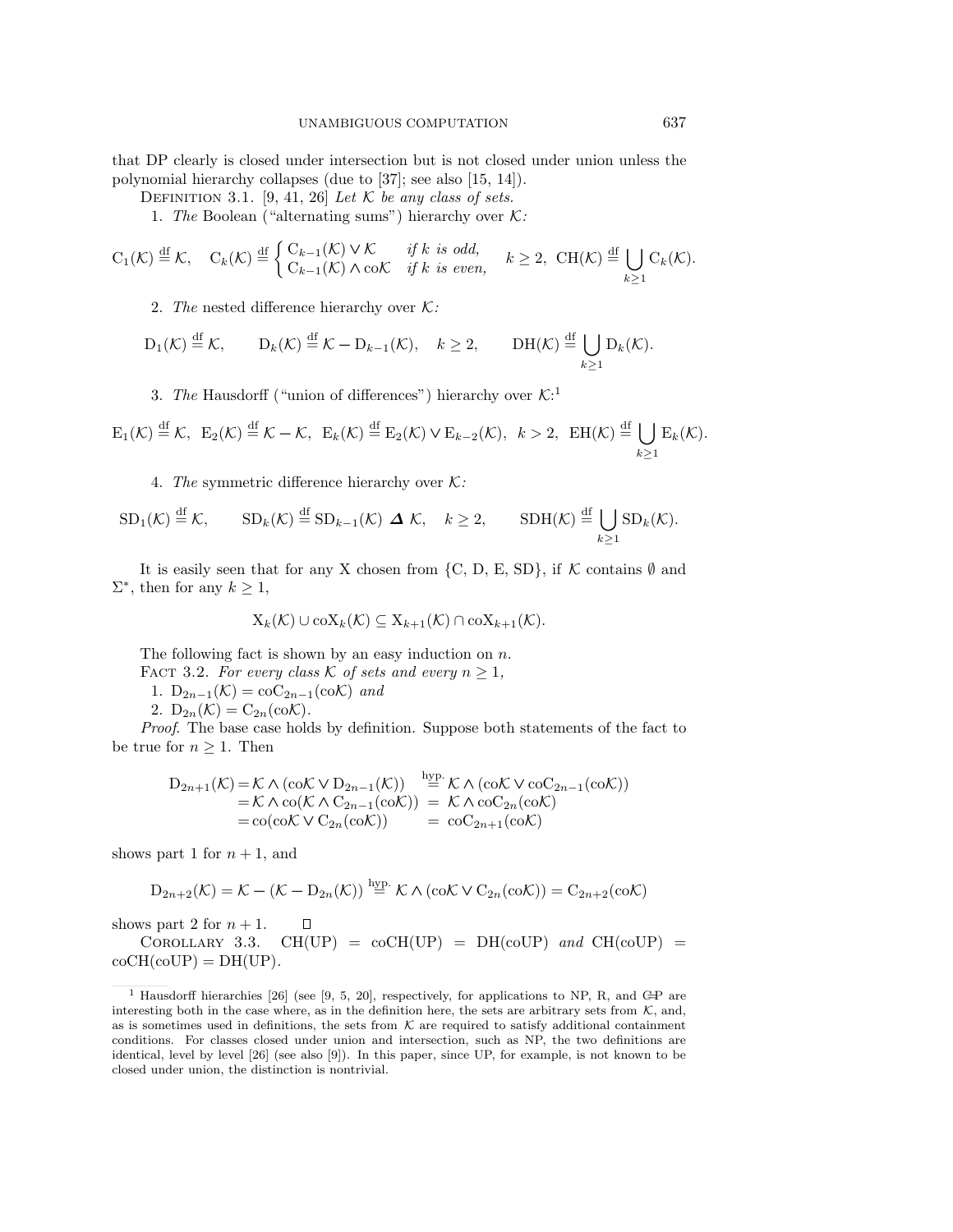that DP clearly is closed under intersection but is not closed under union unless the polynomial hierarchy collapses (due to [37]; see also [15, 14]).

Definition 3.1. [9, 41, 26] *Let $\mathcal{K}$ be any class of sets.*

1. *The* Boolean ("alternating sums") hierarchy over $\mathcal{K}$*:*

$$\mathrm{C}_1(\mathcal{K}) \stackrel{\text{df}}{=} \mathcal{K}, \quad \mathrm{C}_k(\mathcal{K}) \stackrel{\text{df}}{=} \begin{cases} \mathrm{C}_{k-1}(\mathcal{K}) \vee \mathcal{K} & \textit{if } k \textit{ is odd,} \\ \mathrm{C}_{k-1}(\mathcal{K}) \wedge \mathrm{co}\mathcal{K} & \textit{if } k \textit{ is even,} \end{cases} \quad k \geq 2, \;\; \mathrm{CH}(\mathcal{K}) \stackrel{\text{df}}{=} \bigcup_{k \geq 1} \mathrm{C}_k(\mathcal{K}).$$

2. *The* nested difference hierarchy over $\mathcal{K}$*:*

$$\mathrm{D}_1(\mathcal{K}) \stackrel{\text{df}}{=} \mathcal{K}, \qquad \mathrm{D}_k(\mathcal{K}) \stackrel{\text{df}}{=} \mathcal{K} - \mathrm{D}_{k-1}(\mathcal{K}), \quad k \geq 2, \qquad \mathrm{DH}(\mathcal{K}) \stackrel{\text{df}}{=} \bigcup_{k \geq 1} \mathrm{D}_k(\mathcal{K}).$$

3. *The* Hausdorff ("union of differences") hierarchy over $\mathcal{K}$*:*[1]

$$\mathrm{E}_1(\mathcal{K}) \stackrel{\text{df}}{=} \mathcal{K}, \;\; \mathrm{E}_2(\mathcal{K}) \stackrel{\text{df}}{=} \mathcal{K} - \mathcal{K}, \;\; \mathrm{E}_k(\mathcal{K}) \stackrel{\text{df}}{=} \mathrm{E}_2(\mathcal{K}) \vee \mathrm{E}_{k-2}(\mathcal{K}), \;\; k > 2, \;\; \mathrm{EH}(\mathcal{K}) \stackrel{\text{df}}{=} \bigcup_{k \geq 1} \mathrm{E}_k(\mathcal{K}).$$

4. *The* symmetric difference hierarchy over $\mathcal{K}$*:*

$$\mathrm{SD}_1(\mathcal{K}) \stackrel{\text{df}}{=} \mathcal{K}, \qquad \mathrm{SD}_k(\mathcal{K}) \stackrel{\text{df}}{=} \mathrm{SD}_{k-1}(\mathcal{K}) \mathbin{\boldsymbol{\Delta}} \mathcal{K}, \quad k \geq 2, \qquad \mathrm{SDH}(\mathcal{K}) \stackrel{\text{df}}{=} \bigcup_{k \geq 1} \mathrm{SD}_k(\mathcal{K}).$$

It is easily seen that for any X chosen from {C, D, E, SD}, if $\mathcal{K}$ contains $\emptyset$ and $\Sigma^*$, then for any $k \geq 1$,

$$\mathrm{X}_k(\mathcal{K}) \cup \mathrm{coX}_k(\mathcal{K}) \subseteq \mathrm{X}_{k+1}(\mathcal{K}) \cap \mathrm{coX}_{k+1}(\mathcal{K}).$$

The following fact is shown by an easy induction on $n$.

Fact 3.2. *For every class $\mathcal{K}$ of sets and every $n \geq 1$,*

1. $\mathrm{D}_{2n-1}(\mathcal{K}) = \mathrm{coC}_{2n-1}(\mathrm{co}\mathcal{K})$ *and*
2. $\mathrm{D}_{2n}(\mathcal{K}) = \mathrm{C}_{2n}(\mathrm{co}\mathcal{K})$*.*

*Proof.* The base case holds by definition. Suppose both statements of the fact to be true for $n \geq 1$. Then

$$\begin{aligned} \mathrm{D}_{2n+1}(\mathcal{K}) &= \mathcal{K} \wedge (\mathrm{co}\mathcal{K} \vee \mathrm{D}_{2n-1}(\mathcal{K})) &&\stackrel{\text{hyp.}}{=} \mathcal{K} \wedge (\mathrm{co}\mathcal{K} \vee \mathrm{coC}_{2n-1}(\mathrm{co}\mathcal{K})) \\ &= \mathcal{K} \wedge \mathrm{co}(\mathcal{K} \wedge \mathrm{C}_{2n-1}(\mathrm{co}\mathcal{K})) &&= \mathcal{K} \wedge \mathrm{coC}_{2n}(\mathrm{co}\mathcal{K}) \\ &= \mathrm{co}(\mathrm{co}\mathcal{K} \vee \mathrm{C}_{2n}(\mathrm{co}\mathcal{K})) &&= \mathrm{coC}_{2n+1}(\mathrm{co}\mathcal{K}) \end{aligned}$$

shows part 1 for $n+1$, and

$$\mathrm{D}_{2n+2}(\mathcal{K}) = \mathcal{K} - (\mathcal{K} - \mathrm{D}_{2n}(\mathcal{K})) \stackrel{\text{hyp.}}{=} \mathcal{K} \wedge (\mathrm{co}\mathcal{K} \vee \mathrm{C}_{2n}(\mathrm{co}\mathcal{K})) = \mathrm{C}_{2n+2}(\mathrm{co}\mathcal{K})$$

shows part 2 for $n+1$. □

Corollary 3.3. CH(UP) = coCH(UP) = DH(coUP) *and* CH(coUP) = coCH(coUP) = DH(UP).

---

[1] Hausdorff hierarchies [26] (see [9, 5, 20], respectively, for applications to NP, R, and C=P are interesting both in the case where, as in the definition here, the sets are arbitrary sets from $\mathcal{K}$, and, as is sometimes used in definitions, the sets from $\mathcal{K}$ are required to satisfy additional containment conditions. For classes closed under union and intersection, such as NP, the two definitions are identical, level by level [26] (see also [9]). In this paper, since UP, for example, is not known to be closed under union, the distinction is nontrivial.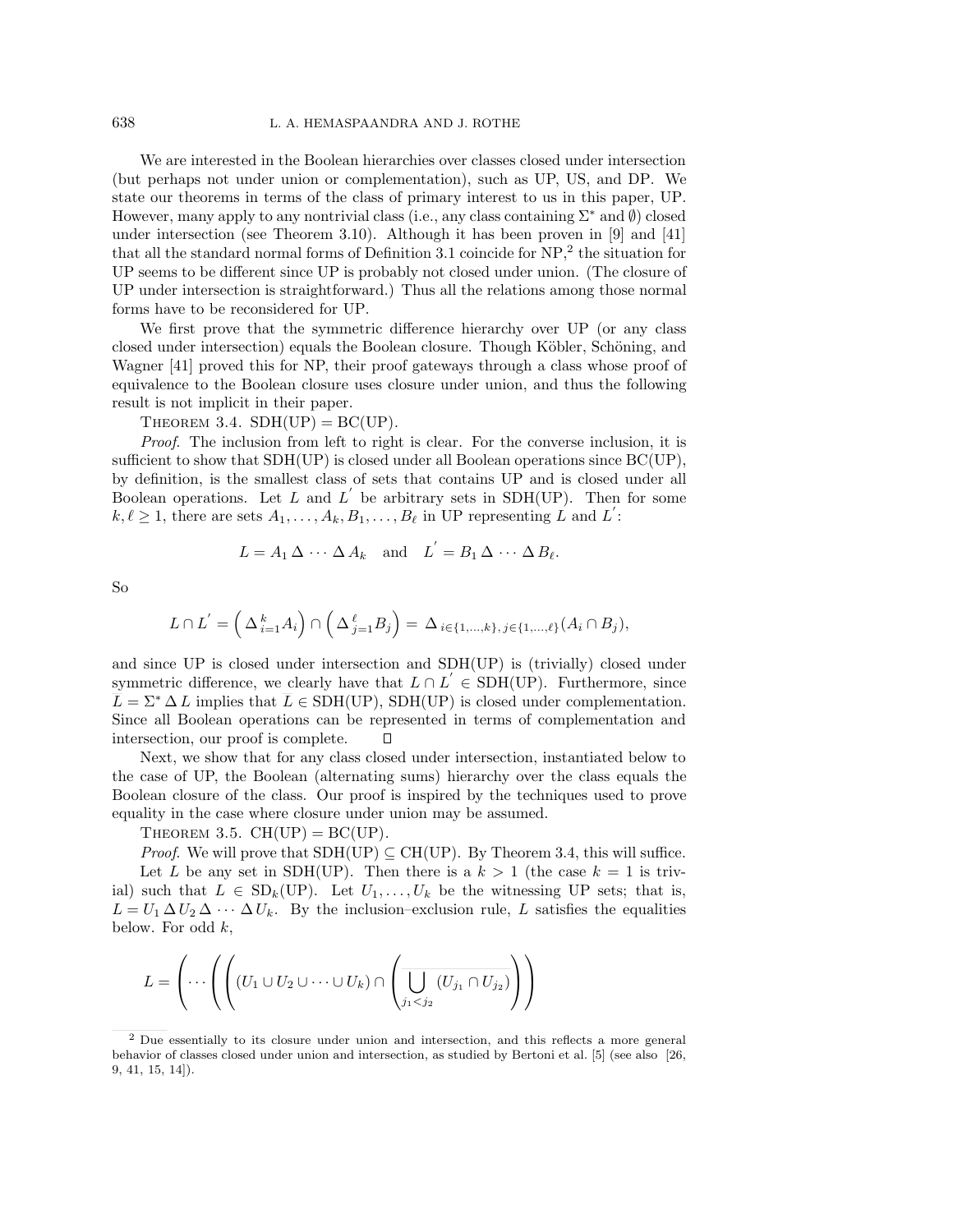We are interested in the Boolean hierarchies over classes closed under intersection (but perhaps not under union or complementation), such as UP, US, and DP. We state our theorems in terms of the class of primary interest to us in this paper, UP. However, many apply to any nontrivial class (i.e., any class containing $\Sigma^*$ and $\emptyset$) closed under intersection (see Theorem 3.10). Although it has been proven in [9] and [41] that all the standard normal forms of Definition 3.1 coincide for NP,[2] the situation for UP seems to be different since UP is probably not closed under union. (The closure of UP under intersection is straightforward.) Thus all the relations among those normal forms have to be reconsidered for UP.

We first prove that the symmetric difference hierarchy over UP (or any class closed under intersection) equals the Boolean closure. Though Köbler, Schöning, and Wagner [41] proved this for NP, their proof gateways through a class whose proof of equivalence to the Boolean closure uses closure under union, and thus the following result is not implicit in their paper.

THEOREM 3.4. SDH(UP) = BC(UP).

*Proof.* The inclusion from left to right is clear. For the converse inclusion, it is sufficient to show that SDH(UP) is closed under all Boolean operations since BC(UP), by definition, is the smallest class of sets that contains UP and is closed under all Boolean operations. Let $L$ and $L^{'}$ be arbitrary sets in SDH(UP). Then for some $k, \ell \geq 1$, there are sets $A_1, \ldots, A_k, B_1, \ldots, B_\ell$ in UP representing $L$ and $L^{'}$:

$$L = A_1 \,\Delta\, \cdots \,\Delta\, A_k \quad \text{and} \quad L^{'} = B_1 \,\Delta\, \cdots \,\Delta\, B_\ell.$$

So

$$L \cap L^{'} = \left( \Delta_{i=1}^{k} A_i \right) \cap \left( \Delta_{j=1}^{\ell} B_j \right) = \Delta_{i \in \{1,\ldots,k\},\, j \in \{1,\ldots,\ell\}} (A_i \cap B_j),$$

and since UP is closed under intersection and SDH(UP) is (trivially) closed under symmetric difference, we clearly have that $L \cap L^{'} \in$ SDH(UP). Furthermore, since $\overline{L} = \Sigma^* \,\Delta\, L$ implies that $\overline{L} \in$ SDH(UP), SDH(UP) is closed under complementation. Since all Boolean operations can be represented in terms of complementation and intersection, our proof is complete. ∎

Next, we show that for any class closed under intersection, instantiated below to the case of UP, the Boolean (alternating sums) hierarchy over the class equals the Boolean closure of the class. Our proof is inspired by the techniques used to prove equality in the case where closure under union may be assumed.

THEOREM 3.5. CH(UP) = BC(UP).

*Proof.* We will prove that SDH(UP) $\subseteq$ CH(UP). By Theorem 3.4, this will suffice.

Let $L$ be any set in SDH(UP). Then there is a $k > 1$ (the case $k = 1$ is trivial) such that $L \in \mathrm{SD}_k$(UP). Let $U_1, \ldots, U_k$ be the witnessing UP sets; that is, $L = U_1 \,\Delta\, U_2 \,\Delta\, \cdots \,\Delta\, U_k$. By the inclusion–exclusion rule, $L$ satisfies the equalities below. For odd $k$,

$$L = \left( \cdots \left( \left( (U_1 \cup U_2 \cup \cdots \cup U_k) \cap \left( \overline{\bigcup_{j_1 < j_2} (U_{j_1} \cap U_{j_2})} \right) \right) \right.\right.$$

[2] Due essentially to its closure under union and intersection, and this reflects a more general behavior of classes closed under union and intersection, as studied by Bertoni et al. [5] (see also [26, 9, 41, 15, 14]).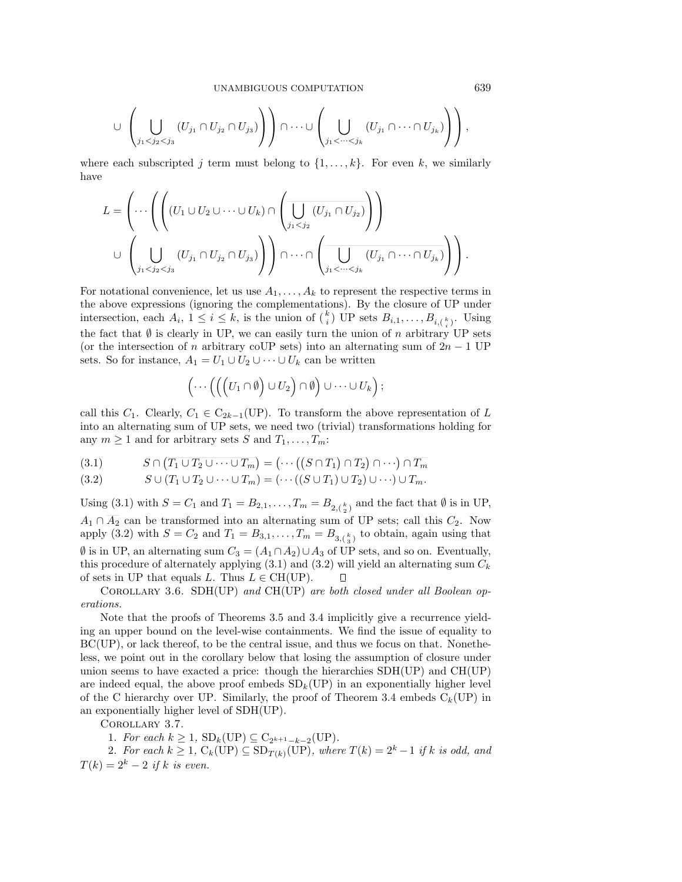$$\cup \left( \bigcup_{j_1<j_2<j_3} (U_{j_1} \cap U_{j_2} \cap U_{j_3}) \right) \Bigg) \cap \cdots \cup \left( \overline{\bigcup_{j_1<\cdots<j_k} (U_{j_1} \cap \cdots \cap U_{j_k})} \right) \Bigg),$$

where each subscripted $j$ term must belong to $\{1, \ldots, k\}$. For even $k$, we similarly have

$$L = \left( \cdots \left( \left( (U_1 \cup U_2 \cup \cdots \cup U_k) \cap \left( \overline{\bigcup_{j_1<j_2} (U_{j_1} \cap U_{j_2})} \right) \right) \right. \right.$$
$$\left. \left. \cup \left( \bigcup_{j_1<j_2<j_3} (U_{j_1} \cap U_{j_2} \cap U_{j_3}) \right) \right) \cap \cdots \cap \left( \overline{\bigcup_{j_1<\cdots<j_k} (U_{j_1} \cap \cdots \cap U_{j_k})} \right) \right).$$

For notational convenience, let us use $A_1, \ldots, A_k$ to represent the respective terms in the above expressions (ignoring the complementations). By the closure of UP under intersection, each $A_i$, $1 \leq i \leq k$, is the union of $\binom{k}{i}$ UP sets $B_{i,1}, \ldots, B_{i,\binom{k}{i}}$. Using the fact that $\emptyset$ is clearly in UP, we can easily turn the union of $n$ arbitrary UP sets (or the intersection of $n$ arbitrary coUP sets) into an alternating sum of $2n-1$ UP sets. So for instance, $A_1 = U_1 \cup U_2 \cup \cdots \cup U_k$ can be written

$$\left( \cdots \left( \left( \left( U_1 \cap \emptyset \right) \cup U_2 \right) \cap \emptyset \right) \cup \cdots \cup U_k \right);$$

call this $C_1$. Clearly, $C_1 \in \mathrm{C}_{2k-1}(\mathrm{UP})$. To transform the above representation of $L$ into an alternating sum of UP sets, we need two (trivial) transformations holding for any $m \geq 1$ and for arbitrary sets $S$ and $T_1, \ldots, T_m$:

$$S \cap \left( \overline{T_1 \cup T_2 \cup \cdots \cup T_m} \right) = \left( \cdots \left( \left( S \cap \overline{T_1} \right) \cap \overline{T_2} \right) \cap \cdots \right) \cap \overline{T_m} \tag{3.1}$$

$$S \cup (T_1 \cup T_2 \cup \cdots \cup T_m) = (\cdots ((S \cup T_1) \cup T_2) \cup \cdots) \cup T_m. \tag{3.2}$$

Using (3.1) with $S = C_1$ and $T_1 = B_{2,1}, \ldots, T_m = B_{2,\binom{k}{2}}$ and the fact that $\emptyset$ is in UP, $A_1 \cap \overline{A_2}$ can be transformed into an alternating sum of UP sets; call this $C_2$. Now apply (3.2) with $S = C_2$ and $T_1 = B_{3,1}, \ldots, T_m = B_{3,\binom{k}{3}}$ to obtain, again using that $\emptyset$ is in UP, an alternating sum $C_3 = (A_1 \cap \overline{A_2}) \cup A_3$ of UP sets, and so on. Eventually, this procedure of alternately applying (3.1) and (3.2) will yield an alternating sum $C_k$ of sets in UP that equals $L$. Thus $L \in \mathrm{CH}(\mathrm{UP})$. □

Corollary 3.6. *SDH(UP) and CH(UP) are both closed under all Boolean operations.*

Note that the proofs of Theorems 3.5 and 3.4 implicitly give a recurrence yielding an upper bound on the level-wise containments. We find the issue of equality to BC(UP), or lack thereof, to be the central issue, and thus we focus on that. Nonetheless, we point out in the corollary below that losing the assumption of closure under union seems to have exacted a price: though the hierarchies SDH(UP) and CH(UP) are indeed equal, the above proof embeds $\mathrm{SD}_k(\mathrm{UP})$ in an exponentially higher level of the C hierarchy over UP. Similarly, the proof of Theorem 3.4 embeds $\mathrm{C}_k(\mathrm{UP})$ in an exponentially higher level of SDH(UP).

Corollary 3.7.

1. *For each $k \geq 1$, $\mathrm{SD}_k(\mathrm{UP}) \subseteq \mathrm{C}_{2^{k+1}-k-2}(\mathrm{UP})$.*
2. *For each $k \geq 1$, $\mathrm{C}_k(\mathrm{UP}) \subseteq \mathrm{SD}_{T(k)}(\mathrm{UP})$, where $T(k) = 2^k - 1$ if $k$ is odd, and $T(k) = 2^k - 2$ if $k$ is even.*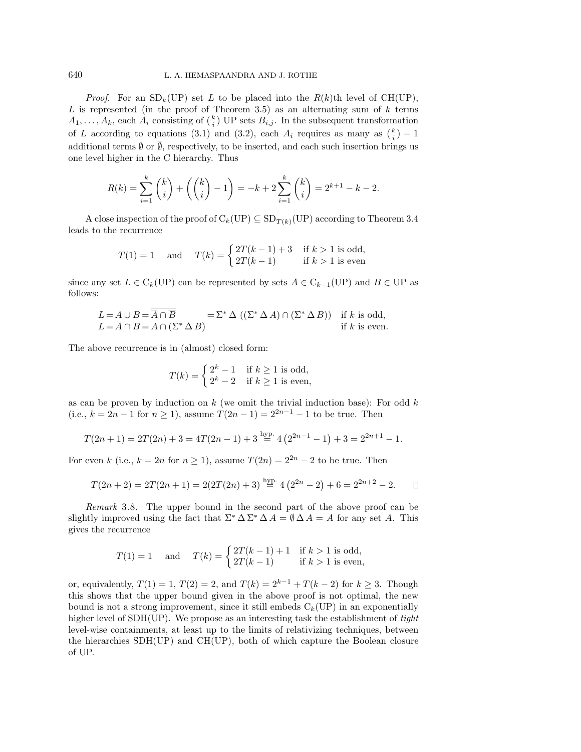*Proof*. For an $\mathrm{SD}_k(\mathrm{UP})$ set $L$ to be placed into the $R(k)$th level of $\mathrm{CH}(\mathrm{UP})$, $L$ is represented (in the proof of Theorem 3.5) as an alternating sum of $k$ terms $A_1, \ldots, A_k$, each $A_i$ consisting of $\binom{k}{i}$ UP sets $B_{i,j}$. In the subsequent transformation of $L$ according to equations (3.1) and (3.2), each $A_i$ requires as many as $\binom{k}{i} - 1$ additional terms $\emptyset$ or $\overline{\emptyset}$, respectively, to be inserted, and each such insertion brings us one level higher in the C hierarchy. Thus

$$R(k) = \sum_{i=1}^{k} \binom{k}{i} + \left(\binom{k}{i} - 1\right) = -k + 2\sum_{i=1}^{k} \binom{k}{i} = 2^{k+1} - k - 2.$$

A close inspection of the proof of $\mathrm{C}_k(\mathrm{UP}) \subseteq \mathrm{SD}_{T(k)}(\mathrm{UP})$ according to Theorem 3.4 leads to the recurrence

$$T(1) = 1 \quad \text{and} \quad T(k) = \begin{cases} 2T(k-1) + 3 & \text{if } k > 1 \text{ is odd,} \\ 2T(k-1) & \text{if } k > 1 \text{ is even} \end{cases}$$

since any set $L \in \mathrm{C}_k(\mathrm{UP})$ can be represented by sets $A \in \mathrm{C}_{k-1}(\mathrm{UP})$ and $B \in \mathrm{UP}$ as follows:

$$\begin{array}{lll} L = A \cup B = \overline{\overline{A} \cap \overline{B}} & = \Sigma^* \,\Delta\, ((\Sigma^* \,\Delta\, A) \cap (\Sigma^* \,\Delta\, B)) & \text{if } k \text{ is odd,} \\ L = A \cap \overline{B} = A \cap (\Sigma^* \,\Delta\, B) & & \text{if } k \text{ is even.} \end{array}$$

The above recurrence is in (almost) closed form:

$$T(k) = \begin{cases} 2^k - 1 & \text{if } k \geq 1 \text{ is odd,} \\ 2^k - 2 & \text{if } k \geq 1 \text{ is even,} \end{cases}$$

as can be proven by induction on $k$ (we omit the trivial induction base): For odd $k$ (i.e., $k = 2n - 1$ for $n \geq 1$), assume $T(2n-1) = 2^{2n-1} - 1$ to be true. Then

$$T(2n+1) = 2T(2n) + 3 = 4T(2n-1) + 3 \stackrel{\text{hyp.}}{=} 4\left(2^{2n-1} - 1\right) + 3 = 2^{2n+1} - 1.$$

For even $k$ (i.e., $k = 2n$ for $n \geq 1$), assume $T(2n) = 2^{2n} - 2$ to be true. Then

$$T(2n+2) = 2T(2n+1) = 2(2T(2n) + 3) \stackrel{\text{hyp.}}{=} 4\left(2^{2n} - 2\right) + 6 = 2^{2n+2} - 2. \qquad \square$$

*Remark* 3.8. The upper bound in the second part of the above proof can be slightly improved using the fact that $\Sigma^* \,\Delta\, \Sigma^* \,\Delta\, A = \emptyset \,\Delta\, A = A$ for any set $A$. This gives the recurrence

$$T(1) = 1 \quad \text{and} \quad T(k) = \begin{cases} 2T(k-1) + 1 & \text{if } k > 1 \text{ is odd,} \\ 2T(k-1) & \text{if } k > 1 \text{ is even,} \end{cases}$$

or, equivalently, $T(1) = 1$, $T(2) = 2$, and $T(k) = 2^{k-1} + T(k-2)$ for $k \geq 3$. Though this shows that the upper bound given in the above proof is not optimal, the new bound is not a strong improvement, since it still embeds $\mathrm{C}_k(\mathrm{UP})$ in an exponentially higher level of $\mathrm{SDH}(\mathrm{UP})$. We propose as an interesting task the establishment of *tight* level-wise containments, at least up to the limits of relativizing techniques, between the hierarchies $\mathrm{SDH}(\mathrm{UP})$ and $\mathrm{CH}(\mathrm{UP})$, both of which capture the Boolean closure of UP.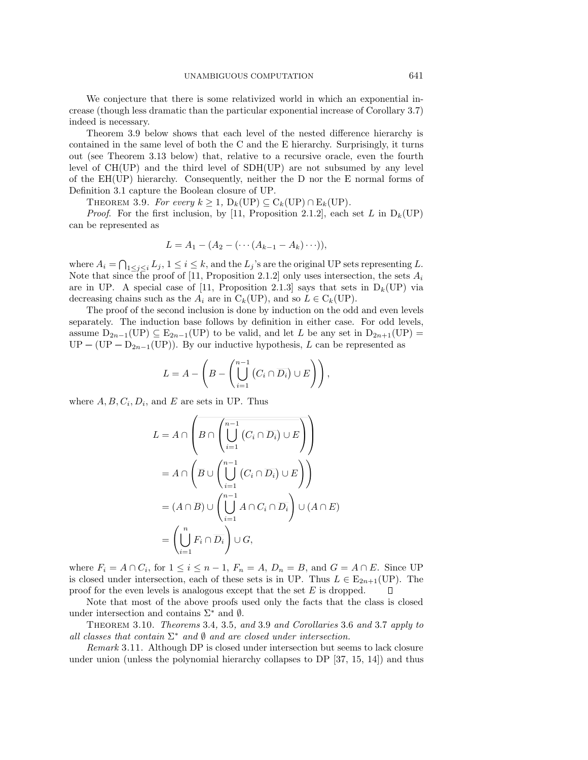We conjecture that there is some relativized world in which an exponential increase (though less dramatic than the particular exponential increase of Corollary 3.7) indeed is necessary.

Theorem 3.9 below shows that each level of the nested difference hierarchy is contained in the same level of both the C and the E hierarchy. Surprisingly, it turns out (see Theorem 3.13 below) that, relative to a recursive oracle, even the fourth level of CH(UP) and the third level of SDH(UP) are not subsumed by any level of the EH(UP) hierarchy. Consequently, neither the D nor the E normal forms of Definition 3.1 capture the Boolean closure of UP.

Theorem 3.9. *For every* $k \geq 1$, $\mathrm{D}_k(\mathrm{UP}) \subseteq \mathrm{C}_k(\mathrm{UP}) \cap \mathrm{E}_k(\mathrm{UP})$.

*Proof*. For the first inclusion, by [11, Proposition 2.1.2], each set $L$ in $\mathrm{D}_k(\mathrm{UP})$ can be represented as

$$L = A_1 - (A_2 - (\cdots (A_{k-1} - A_k) \cdots)),$$

where $A_i = \bigcap_{1 \leq j \leq i} L_j$, $1 \leq i \leq k$, and the $L_j$'s are the original UP sets representing $L$. Note that since the proof of [11, Proposition 2.1.2] only uses intersection, the sets $A_i$ are in UP. A special case of [11, Proposition 2.1.3] says that sets in $\mathrm{D}_k(\mathrm{UP})$ via decreasing chains such as the $A_i$ are in $\mathrm{C}_k(\mathrm{UP})$, and so $L \in \mathrm{C}_k(\mathrm{UP})$.

The proof of the second inclusion is done by induction on the odd and even levels separately. The induction base follows by definition in either case. For odd levels, assume $\mathrm{D}_{2n-1}(\mathrm{UP}) \subseteq \mathrm{E}_{2n-1}(\mathrm{UP})$ to be valid, and let $L$ be any set in $\mathrm{D}_{2n+1}(\mathrm{UP}) = \mathrm{UP} - (\mathrm{UP} - \mathrm{D}_{2n-1}(\mathrm{UP}))$. By our inductive hypothesis, $L$ can be represented as

$$L = A - \left( B - \left( \bigcup_{i=1}^{n-1} (C_i \cap \overline{D_i}) \cup E \right) \right),$$

where $A, B, C_i, D_i$, and $E$ are sets in UP. Thus

$$\begin{aligned}
L &= A \cap \left( \overline{B \cap \overline{\left( \bigcup_{i=1}^{n-1} (C_i \cap \overline{D_i}) \cup E \right)}} \right) \\
&= A \cap \left( \overline{B} \cup \left( \bigcup_{i=1}^{n-1} (C_i \cap \overline{D_i}) \cup E \right) \right) \\
&= (A \cap \overline{B}) \cup \left( \bigcup_{i=1}^{n-1} A \cap C_i \cap \overline{D_i} \right) \cup (A \cap E) \\
&= \left( \bigcup_{i=1}^{n} F_i \cap \overline{D_i} \right) \cup G,
\end{aligned}$$

where $F_i = A \cap C_i$, for $1 \leq i \leq n-1$, $F_n = A$, $D_n = B$, and $G = A \cap E$. Since UP is closed under intersection, each of these sets is in UP. Thus $L \in \mathrm{E}_{2n+1}(\mathrm{UP})$. The proof for the even levels is analogous except that the set $E$ is dropped. $\square$

Note that most of the above proofs used only the facts that the class is closed under intersection and contains $\Sigma^*$ and $\emptyset$.

Theorem 3.10. *Theorems* 3.4, 3.5, *and* 3.9 *and Corollaries* 3.6 *and* 3.7 *apply to all classes that contain* $\Sigma^*$ *and* $\emptyset$ *and are closed under intersection.*

*Remark* 3.11. Although DP is closed under intersection but seems to lack closure under union (unless the polynomial hierarchy collapses to DP [37, 15, 14]) and thus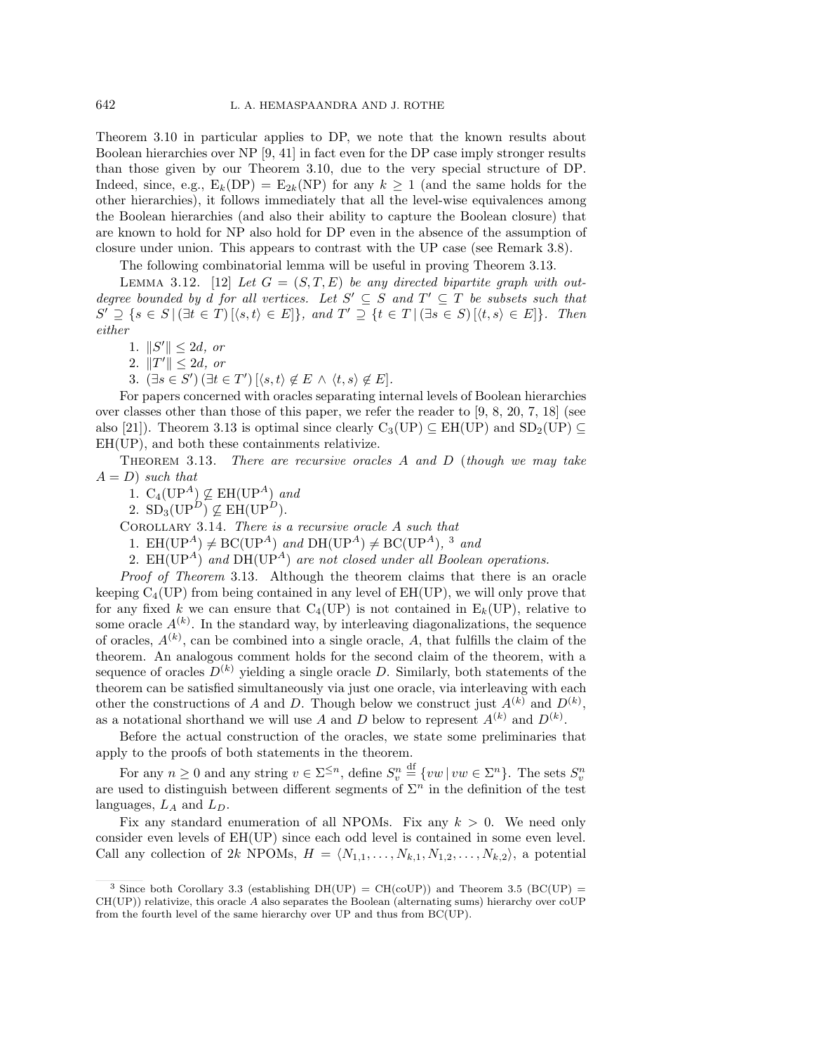Theorem 3.10 in particular applies to DP, we note that the known results about Boolean hierarchies over NP [9, 41] in fact even for the DP case imply stronger results than those given by our Theorem 3.10, due to the very special structure of DP. Indeed, since, e.g., $\mathrm{E}_k(\mathrm{DP}) = \mathrm{E}_{2k}(\mathrm{NP})$ for any $k \geq 1$ (and the same holds for the other hierarchies), it follows immediately that all the level-wise equivalences among the Boolean hierarchies (and also their ability to capture the Boolean closure) that are known to hold for NP also hold for DP even in the absence of the assumption of closure under union. This appears to contrast with the UP case (see Remark 3.8).

The following combinatorial lemma will be useful in proving Theorem 3.13.

Lemma 3.12. [12] *Let $G = (S, T, E)$ be any directed bipartite graph with out-degree bounded by $d$ for all vertices. Let $S' \subseteq S$ and $T' \subseteq T$ be subsets such that $S' \supseteq \{s \in S \,|\, (\exists t \in T)\, [\langle s, t\rangle \in E]\}$, and $T' \supseteq \{t \in T \,|\, (\exists s \in S)\, [\langle t, s\rangle \in E]\}$. Then either*

1. $\|S'\| \leq 2d$, *or*
2. $\|T'\| \leq 2d$, *or*
3. $(\exists s \in S')\, (\exists t \in T')\, [\langle s, t\rangle \notin E \wedge \langle t, s\rangle \notin E]$.

For papers concerned with oracles separating internal levels of Boolean hierarchies over classes other than those of this paper, we refer the reader to [9, 8, 20, 7, 18] (see also [21]). Theorem 3.13 is optimal since clearly $\mathrm{C}_3(\mathrm{UP}) \subseteq \mathrm{EH}(\mathrm{UP})$ and $\mathrm{SD}_2(\mathrm{UP}) \subseteq \mathrm{EH}(\mathrm{UP})$, and both these containments relativize.

Theorem 3.13. *There are recursive oracles $A$ and $D$ (though we may take $A = D$) such that*

1. $\mathrm{C}_4(\mathrm{UP}^A) \not\subseteq \mathrm{EH}(\mathrm{UP}^A)$ *and*
2. $\mathrm{SD}_3(\mathrm{UP}^D) \not\subseteq \mathrm{EH}(\mathrm{UP}^D)$.

Corollary 3.14. *There is a recursive oracle $A$ such that*

1. $\mathrm{EH}(\mathrm{UP}^A) \neq \mathrm{BC}(\mathrm{UP}^A)$ *and* $\mathrm{DH}(\mathrm{UP}^A) \neq \mathrm{BC}(\mathrm{UP}^A)$, [3] *and*
2. $\mathrm{EH}(\mathrm{UP}^A)$ *and* $\mathrm{DH}(\mathrm{UP}^A)$ *are not closed under all Boolean operations.*

*Proof of Theorem* 3.13. Although the theorem claims that there is an oracle keeping $\mathrm{C}_4(\mathrm{UP})$ from being contained in any level of $\mathrm{EH}(\mathrm{UP})$, we will only prove that for any fixed $k$ we can ensure that $\mathrm{C}_4(\mathrm{UP})$ is not contained in $\mathrm{E}_k(\mathrm{UP})$, relative to some oracle $A^{(k)}$. In the standard way, by interleaving diagonalizations, the sequence of oracles, $A^{(k)}$, can be combined into a single oracle, $A$, that fulfills the claim of the theorem. An analogous comment holds for the second claim of the theorem, with a sequence of oracles $D^{(k)}$ yielding a single oracle $D$. Similarly, both statements of the theorem can be satisfied simultaneously via just one oracle, via interleaving with each other the constructions of $A$ and $D$. Though below we construct just $A^{(k)}$ and $D^{(k)}$, as a notational shorthand we will use $A$ and $D$ below to represent $A^{(k)}$ and $D^{(k)}$.

Before the actual construction of the oracles, we state some preliminaries that apply to the proofs of both statements in the theorem.

For any $n \geq 0$ and any string $v \in \Sigma^{\leq n}$, define $S_v^n \stackrel{\mathrm{df}}{=} \{vw \,|\, vw \in \Sigma^n\}$. The sets $S_v^n$ are used to distinguish between different segments of $\Sigma^n$ in the definition of the test languages, $L_A$ and $L_D$.

Fix any standard enumeration of all NPOMs. Fix any $k > 0$. We need only consider even levels of $\mathrm{EH}(\mathrm{UP})$ since each odd level is contained in some even level. Call any collection of $2k$ NPOMs, $H = \langle N_{1,1}, \ldots, N_{k,1}, N_{1,2}, \ldots, N_{k,2}\rangle$, a potential

---

[3] Since both Corollary 3.3 (establishing $\mathrm{DH}(\mathrm{UP}) = \mathrm{CH}(\mathrm{coUP})$) and Theorem 3.5 ($\mathrm{BC}(\mathrm{UP}) = \mathrm{CH}(\mathrm{UP})$) relativize, this oracle $A$ also separates the Boolean (alternating sums) hierarchy over coUP from the fourth level of the same hierarchy over UP and thus from BC(UP).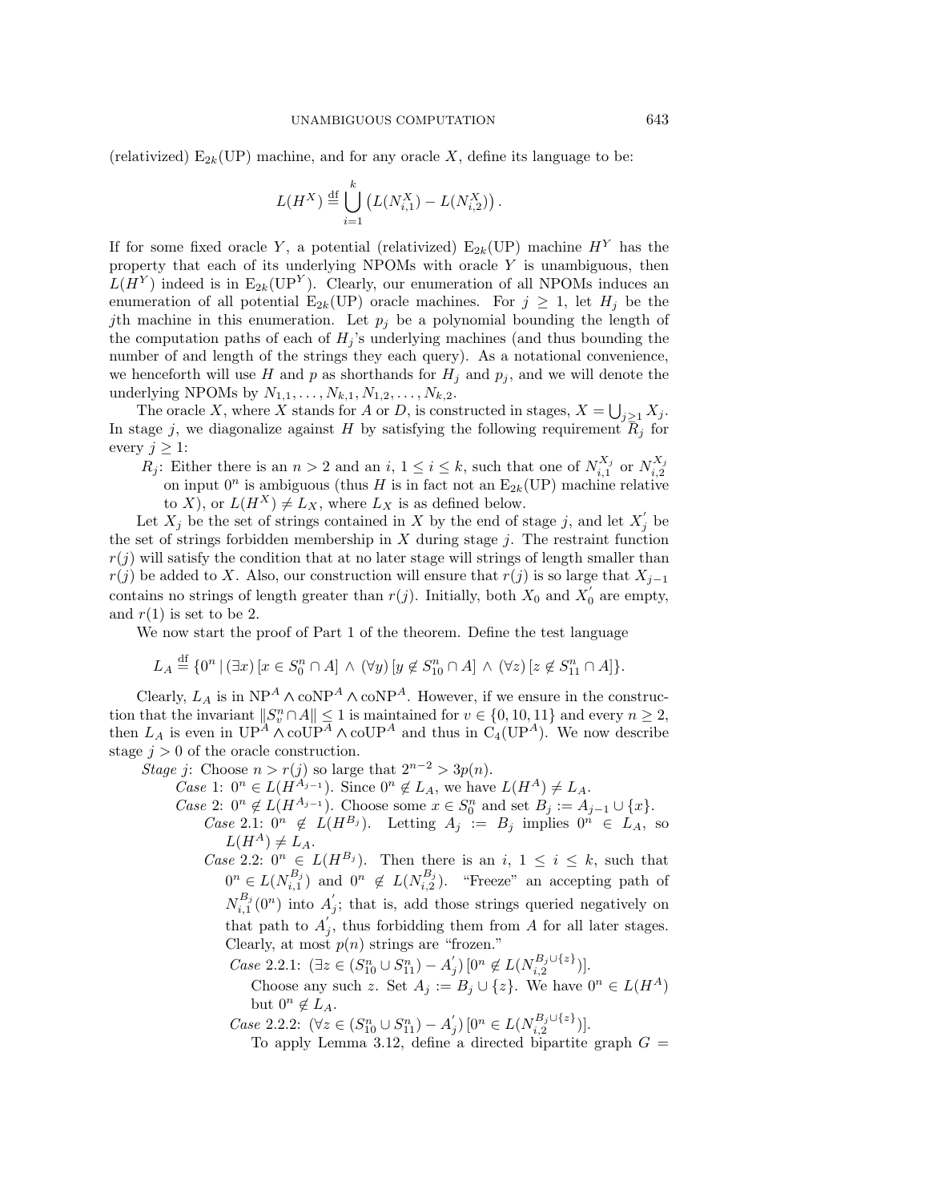(relativized) $\mathrm{E}_{2k}(\mathrm{UP})$ machine, and for any oracle $X$, define its language to be:

$$L(H^X) \stackrel{\text{df}}{=} \bigcup_{i=1}^{k} \left( L(N_{i,1}^X) - L(N_{i,2}^X) \right).$$

If for some fixed oracle $Y$, a potential (relativized) $\mathrm{E}_{2k}(\mathrm{UP})$ machine $H^Y$ has the property that each of its underlying NPOMs with oracle $Y$ is unambiguous, then $L(H^Y)$ indeed is in $\mathrm{E}_{2k}(\mathrm{UP}^Y)$. Clearly, our enumeration of all NPOMs induces an enumeration of all potential $\mathrm{E}_{2k}(\mathrm{UP})$ oracle machines. For $j \geq 1$, let $H_j$ be the $j$th machine in this enumeration. Let $p_j$ be a polynomial bounding the length of the computation paths of each of $H_j$'s underlying machines (and thus bounding the number of and length of the strings they each query). As a notational convenience, we henceforth will use $H$ and $p$ as shorthands for $H_j$ and $p_j$, and we will denote the underlying NPOMs by $N_{1,1}, \ldots, N_{k,1}, N_{1,2}, \ldots, N_{k,2}$.

The oracle $X$, where $X$ stands for $A$ or $D$, is constructed in stages, $X = \bigcup_{j \geq 1} X_j$. In stage $j$, we diagonalize against $H$ by satisfying the following requirement $R_j$ for every $j \geq 1$:

$R_j$: Either there is an $n > 2$ and an $i$, $1 \leq i \leq k$, such that one of $N_{i,1}^{X_j}$ or $N_{i,2}^{X_j}$ on input $0^n$ is ambiguous (thus $H$ is in fact not an $\mathrm{E}_{2k}(\mathrm{UP})$ machine relative to $X$), or $L(H^X) \neq L_X$, where $L_X$ is as defined below.

Let $X_j$ be the set of strings contained in $X$ by the end of stage $j$, and let $X_j^{'}$ be the set of strings forbidden membership in $X$ during stage $j$. The restraint function $r(j)$ will satisfy the condition that at no later stage will strings of length smaller than $r(j)$ be added to $X$. Also, our construction will ensure that $r(j)$ is so large that $X_{j-1}$ contains no strings of length greater than $r(j)$. Initially, both $X_0$ and $X_0^{'}$ are empty, and $r(1)$ is set to be 2.

We now start the proof of Part 1 of the theorem. Define the test language

$$L_A \stackrel{\text{df}}{=} \{0^n \mid (\exists x)\,[x \in S_0^n \cap A] \wedge (\forall y)\,[y \notin S_{10}^n \cap A] \wedge (\forall z)\,[z \notin S_{11}^n \cap A]\}.$$

Clearly, $L_A$ is in $\mathrm{NP}^A \wedge \mathrm{coNP}^A \wedge \mathrm{coNP}^A$. However, if we ensure in the construction that the invariant $\|S_v^n \cap A\| \leq 1$ is maintained for $v \in \{0, 10, 11\}$ and every $n \geq 2$, then $L_A$ is even in $\mathrm{UP}^A \wedge \mathrm{coUP}^A \wedge \mathrm{coUP}^A$ and thus in $\mathrm{C}_4(\mathrm{UP}^A)$. We now describe stage $j > 0$ of the oracle construction.

*Stage* $j$: Choose $n > r(j)$ so large that $2^{n-2} > 3p(n)$.

*Case* 1: $0^n \in L(H^{A_{j-1}})$. Since $0^n \notin L_A$, we have $L(H^A) \neq L_A$.

*Case* 2: $0^n \notin L(H^{A_{j-1}})$. Choose some $x \in S_0^n$ and set $B_j := A_{j-1} \cup \{x\}$.

*Case* 2.1: $0^n \notin L(H^{B_j})$. Letting $A_j := B_j$ implies $0^n \in L_A$, so $L(H^A) \neq L_A$.

*Case* 2.2: $0^n \in L(H^{B_j})$. Then there is an $i$, $1 \leq i \leq k$, such that $0^n \in L(N_{i,1}^{B_j})$ and $0^n \notin L(N_{i,2}^{B_j})$. "Freeze" an accepting path of $N_{i,1}^{B_j}(0^n)$ into $A_j^{'}$; that is, add those strings queried negatively on that path to $A_j^{'}$, thus forbidding them from $A$ for all later stages. Clearly, at most $p(n)$ strings are "frozen."

*Case* 2.2.1: $(\exists z \in (S_{10}^n \cup S_{11}^n) - A_j^{'})\,[0^n \notin L(N_{i,2}^{B_j \cup \{z\}})]$.

Choose any such $z$. Set $A_j := B_j \cup \{z\}$. We have $0^n \in L(H^A)$ but $0^n \notin L_A$.

*Case* 2.2.2: $(\forall z \in (S_{10}^n \cup S_{11}^n) - A_j^{'})\,[0^n \in L(N_{i,2}^{B_j \cup \{z\}})]$.

To apply Lemma 3.12, define a directed bipartite graph $G =$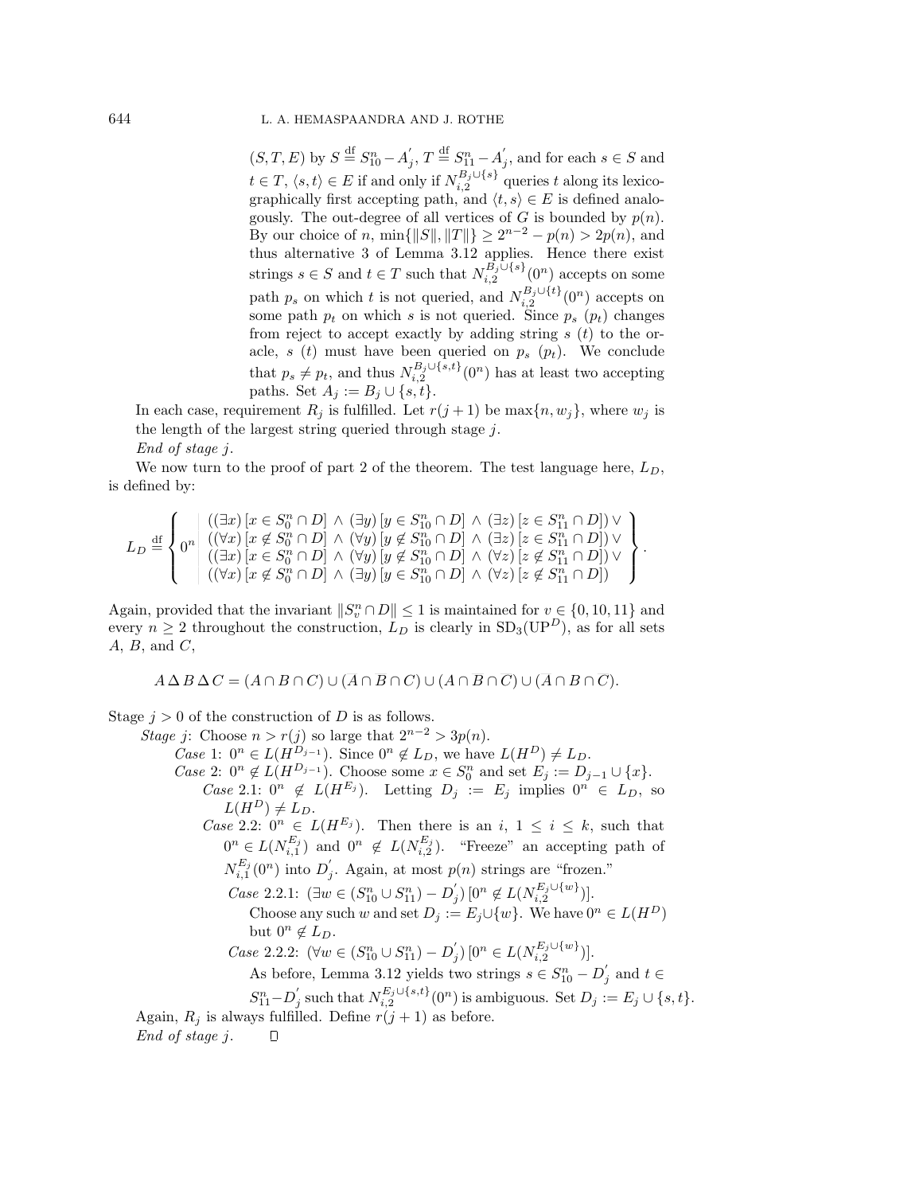$(S, T, E)$ by $S \stackrel{\text{df}}{=} S^n_{10} - A^{'}_j$, $T \stackrel{\text{df}}{=} S^n_{11} - A^{'}_j$, and for each $s \in S$ and $t \in T$, $\langle s, t\rangle \in E$ if and only if $N^{B_j \cup \{s\}}_{i,2}$ queries $t$ along its lexicographically first accepting path, and $\langle t, s\rangle \in E$ is defined analogously. The out-degree of all vertices of $G$ is bounded by $p(n)$. By our choice of $n$, $\min\{\|S\|, \|T\|\} \geq 2^{n-2} - p(n) > 2p(n)$, and thus alternative 3 of Lemma 3.12 applies. Hence there exist strings $s \in S$ and $t \in T$ such that $N^{B_j \cup \{s\}}_{i,2}(0^n)$ accepts on some path $p_s$ on which $t$ is not queried, and $N^{B_j \cup \{t\}}_{i,2}(0^n)$ accepts on some path $p_t$ on which $s$ is not queried. Since $p_s$ ($p_t$) changes from reject to accept exactly by adding string $s$ ($t$) to the oracle, $s$ ($t$) must have been queried on $p_s$ ($p_t$). We conclude that $p_s \neq p_t$, and thus $N^{B_j \cup \{s,t\}}_{i,2}(0^n)$ has at least two accepting paths. Set $A_j := B_j \cup \{s, t\}$.

In each case, requirement $R_j$ is fulfilled. Let $r(j + 1)$ be $\max\{n, w_j\}$, where $w_j$ is the length of the largest string queried through stage $j$.

*End of stage j.*

We now turn to the proof of part 2 of the theorem. The test language here, $L_D$, is defined by:

$$L_D \stackrel{\text{df}}{=} \left\{ 0^n \;\middle|\; \begin{array}{l} ((\exists x)\,[x \in S^n_0 \cap D] \wedge (\exists y)\,[y \in S^n_{10} \cap D] \wedge (\exists z)\,[z \in S^n_{11} \cap D]) \vee \\ ((\forall x)\,[x \notin S^n_0 \cap D] \wedge (\forall y)\,[y \notin S^n_{10} \cap D] \wedge (\exists z)\,[z \in S^n_{11} \cap D]) \vee \\ ((\exists x)\,[x \in S^n_0 \cap D] \wedge (\forall y)\,[y \notin S^n_{10} \cap D] \wedge (\forall z)\,[z \notin S^n_{11} \cap D]) \vee \\ ((\forall x)\,[x \notin S^n_0 \cap D] \wedge (\exists y)\,[y \in S^n_{10} \cap D] \wedge (\forall z)\,[z \notin S^n_{11} \cap D]) \end{array} \right\}.$$

Again, provided that the invariant $\|S^n_v \cap D\| \leq 1$ is maintained for $v \in \{0, 10, 11\}$ and every $n \geq 2$ throughout the construction, $L_D$ is clearly in $\mathrm{SD}_3(\mathrm{UP}^D)$, as for all sets $A$, $B$, and $C$,

$$A \,\Delta\, B \,\Delta\, C = (A \cap B \cap C) \cup (\overline{A} \cap \overline{B} \cap C) \cup (A \cap \overline{B} \cap \overline{C}) \cup (\overline{A} \cap B \cap \overline{C}).$$

Stage $j > 0$ of the construction of $D$ is as follows.

*Stage j*: Choose $n > r(j)$ so large that $2^{n-2} > 3p(n)$.

*Case* 1: $0^n \in L(H^{D_{j-1}})$. Since $0^n \notin L_D$, we have $L(H^D) \neq L_D$.

*Case* 2: $0^n \notin L(H^{D_{j-1}})$. Choose some $x \in S^n_0$ and set $E_j := D_{j-1} \cup \{x\}$.

*Case* 2.1: $0^n \notin L(H^{E_j})$. Letting $D_j := E_j$ implies $0^n \in L_D$, so $L(H^D) \neq L_D$.

*Case* 2.2: $0^n \in L(H^{E_j})$. Then there is an $i$, $1 \leq i \leq k$, such that $0^n \in L(N^{E_j}_{i,1})$ and $0^n \notin L(N^{E_j}_{i,2})$. "Freeze" an accepting path of $N^{E_j}_{i,1}(0^n)$ into $D^{'}_j$. Again, at most $p(n)$ strings are "frozen."

*Case* 2.2.1: $(\exists w \in (S^n_{10} \cup S^n_{11}) - D^{'}_j)\,[0^n \notin L(N^{E_j \cup \{w\}}_{i,2})]$.
Choose any such $w$ and set $D_j := E_j \cup \{w\}$. We have $0^n \in L(H^D)$ but $0^n \notin L_D$.

*Case* 2.2.2: $(\forall w \in (S^n_{10} \cup S^n_{11}) - D^{'}_j)\,[0^n \in L(N^{E_j \cup \{w\}}_{i,2})]$.
As before, Lemma 3.12 yields two strings $s \in S^n_{10} - D^{'}_j$ and $t \in S^n_{11} - D^{'}_j$ such that $N^{E_j \cup \{s,t\}}_{i,2}(0^n)$ is ambiguous. Set $D_j := E_j \cup \{s, t\}$.

Again, $R_j$ is always fulfilled. Define $r(j + 1)$ as before.

*End of stage j.* □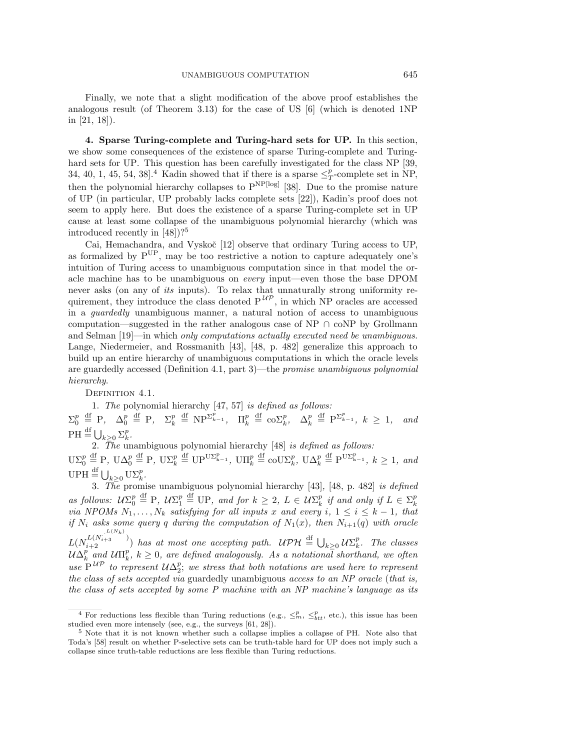Finally, we note that a slight modification of the above proof establishes the analogous result (of Theorem 3.13) for the case of US [6] (which is denoted 1NP in [21, 18]).

## 4. Sparse Turing-complete and Turing-hard sets for UP.

In this section, we show some consequences of the existence of sparse Turing-complete and Turing-hard sets for UP. This question has been carefully investigated for the class NP [39, 34, 40, 1, 45, 54, 38].[4] Kadin showed that if there is a sparse $\leq_T^p$-complete set in NP, then the polynomial hierarchy collapses to $\mathrm{P}^{\mathrm{NP}[\log]}$ [38]. Due to the promise nature of UP (in particular, UP probably lacks complete sets [22]), Kadin's proof does not seem to apply here. But does the existence of a sparse Turing-complete set in UP cause at least some collapse of the unambiguous polynomial hierarchy (which was introduced recently in [48])?[5]

Cai, Hemachandra, and Vyskoč [12] observe that ordinary Turing access to UP, as formalized by $\mathrm{P}^{\mathrm{UP}}$, may be too restrictive a notion to capture adequately one's intuition of Turing access to unambiguous computation since in that model the oracle machine has to be unambiguous on *every* input—even those the base DPOM never asks (on any of *its* inputs). To relax that unnaturally strong uniformity requirement, they introduce the class denoted $\mathrm{P}^{\mathcal{UP}}$, in which NP oracles are accessed in a *guardedly* unambiguous manner, a natural notion of access to unambiguous computation—suggested in the rather analogous case of NP ∩ coNP by Grollmann and Selman [19]—in which *only computations actually executed need be unambiguous.* Lange, Niedermeier, and Rossmanith [43], [48, p. 482] generalize this approach to build up an entire hierarchy of unambiguous computations in which the oracle levels are guardedly accessed (Definition 4.1, part 3)—the *promise unambiguous polynomial hierarchy*.

DEFINITION 4.1.

1. *The* polynomial hierarchy [47, 57] *is defined as follows:* $\Sigma_0^p \stackrel{\text{df}}{=} \mathrm{P}$, $\Delta_0^p \stackrel{\text{df}}{=} \mathrm{P}$, $\Sigma_k^p \stackrel{\text{df}}{=} \mathrm{NP}^{\Sigma_{k-1}^p}$, $\Pi_k^p \stackrel{\text{df}}{=} \mathrm{co}\Sigma_k^p$, $\Delta_k^p \stackrel{\text{df}}{=} \mathrm{P}^{\Sigma_{k-1}^p}$, $k \geq 1$, *and* $\mathrm{PH} \stackrel{\text{df}}{=} \bigcup_{k\geq 0} \Sigma_k^p$.

2. *The* unambiguous polynomial hierarchy [48] *is defined as follows:* $\mathrm{U}\Sigma_0^p \stackrel{\text{df}}{=} \mathrm{P}$, $\mathrm{U}\Delta_0^p \stackrel{\text{df}}{=} \mathrm{P}$, $\mathrm{U}\Sigma_k^p \stackrel{\text{df}}{=} \mathrm{UP}^{\mathrm{U}\Sigma_{k-1}^p}$, $\mathrm{U}\Pi_k^p \stackrel{\text{df}}{=} \mathrm{coU}\Sigma_k^p$, $\mathrm{U}\Delta_k^p \stackrel{\text{df}}{=} \mathrm{P}^{\mathrm{U}\Sigma_{k-1}^p}$, $k \geq 1$, *and* $\mathrm{UPH} \stackrel{\text{df}}{=} \bigcup_{k\geq 0} \mathrm{U}\Sigma_k^p$.

3. *The* promise unambiguous polynomial hierarchy [43], [48, p. 482] *is defined as follows:* $\mathcal{U}\Sigma_0^p \stackrel{\text{df}}{=} \mathrm{P}$, $\mathcal{U}\Sigma_1^p \stackrel{\text{df}}{=} \mathrm{UP}$, *and for* $k \geq 2$, $L \in \mathcal{U}\Sigma_k^p$ *if and only if* $L \in \Sigma_k^p$ *via NPOMs* $N_1, \ldots, N_k$ *satisfying for all inputs* $x$ *and every* $i$, $1 \leq i \leq k-1$, *that if* $N_i$ *asks some query* $q$ *during the computation of* $N_1(x)$, *then* $N_{i+1}(q)$ *with oracle* $L(N_{i+2}^{L(N_{i+3}^{\cdot^{\cdot^{L(N_k)}}})})$ *has at most one accepting path.* $\mathcal{UPH} \stackrel{\text{df}}{=} \bigcup_{k\geq 0} \mathcal{U}\Sigma_k^p$. *The classes* $\mathcal{U}\Delta_k^p$ *and* $\mathcal{U}\Pi_k^p$, $k \geq 0$, *are defined analogously. As a notational shorthand, we often use* $\mathrm{P}^{\mathcal{UP}}$ *to represent* $\mathcal{U}\Delta_2^p$; *we stress that both notations are used here to represent the class of sets accepted via* guardedly unambiguous *access to an NP oracle* (*that is, the class of sets accepted by some P machine with an NP machine's language as its*

---

[4] For reductions less flexible than Turing reductions (e.g., $\leq_m^p$, $\leq_{btt}^p$, etc.), this issue has been studied even more intensely (see, e.g., the surveys [61, 28]).

[5] Note that it is not known whether such a collapse implies a collapse of PH. Note also that Toda's [58] result on whether P-selective sets can be truth-table hard for UP does not imply such a collapse since truth-table reductions are less flexible than Turing reductions.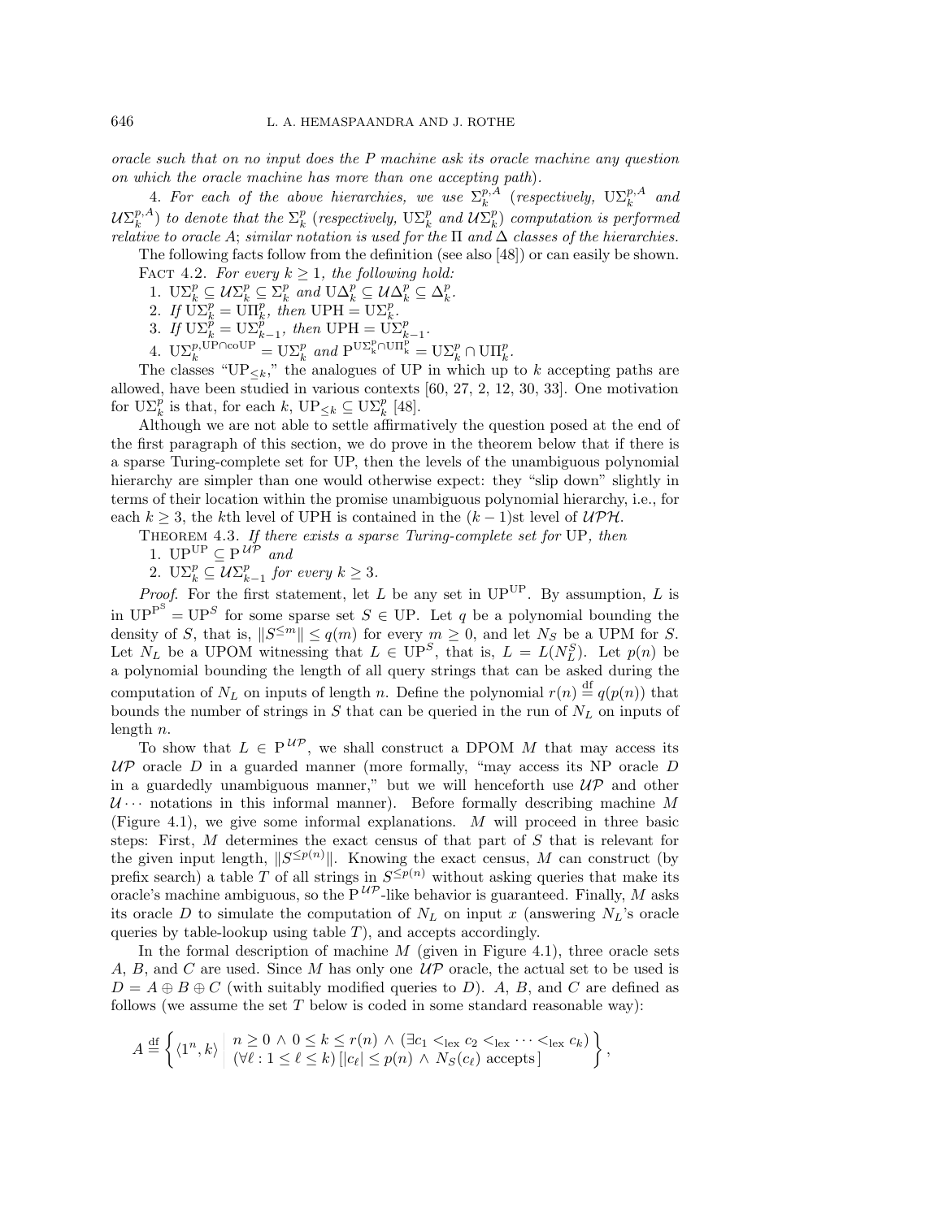*oracle such that on no input does the P machine ask its oracle machine any question on which the oracle machine has more than one accepting path*).

4. *For each of the above hierarchies, we use* $\Sigma_k^{p,A}$ (*respectively,* $\mathrm{U}\Sigma_k^{p,A}$ *and* $\mathcal{U}\Sigma_k^{p,A}$) *to denote that the* $\Sigma_k^p$ (*respectively,* $\mathrm{U}\Sigma_k^p$ *and* $\mathcal{U}\Sigma_k^p$) *computation is performed relative to oracle* $A$; *similar notation is used for the* $\Pi$ *and* $\Delta$ *classes of the hierarchies.*

The following facts follow from the definition (see also [48]) or can easily be shown.

FACT 4.2. *For every* $k \geq 1$, *the following hold:*

1. $\mathrm{U}\Sigma_k^p \subseteq \mathcal{U}\Sigma_k^p \subseteq \Sigma_k^p$ *and* $\mathrm{U}\Delta_k^p \subseteq \mathcal{U}\Delta_k^p \subseteq \Delta_k^p$.
2. *If* $\mathrm{U}\Sigma_k^p = \mathrm{U}\Pi_k^p$, *then* $\mathrm{UPH} = \mathrm{U}\Sigma_k^p$.
3. *If* $\mathrm{U}\Sigma_k^p = \mathrm{U}\Sigma_{k-1}^p$, *then* $\mathrm{UPH} = \mathrm{U}\Sigma_{k-1}^p$.
4. $\mathrm{U}\Sigma_k^{p,\mathrm{UP}\cap\mathrm{coUP}} = \mathrm{U}\Sigma_k^p$ *and* $\mathrm{P}^{\mathrm{U}\Sigma_k^p \cap \mathrm{U}\Pi_k^p} = \mathrm{U}\Sigma_k^p \cap \mathrm{U}\Pi_k^p$.

The classes "$\mathrm{UP}_{\leq k}$," the analogues of UP in which up to $k$ accepting paths are allowed, have been studied in various contexts [60, 27, 2, 12, 30, 33]. One motivation for $\mathrm{U}\Sigma_k^p$ is that, for each $k$, $\mathrm{UP}_{\leq k} \subseteq \mathrm{U}\Sigma_k^p$ [48].

Although we are not able to settle affirmatively the question posed at the end of the first paragraph of this section, we do prove in the theorem below that if there is a sparse Turing-complete set for UP, then the levels of the unambiguous polynomial hierarchy are simpler than one would otherwise expect: they "slip down" slightly in terms of their location within the promise unambiguous polynomial hierarchy, i.e., for each $k \geq 3$, the $k$th level of UPH is contained in the $(k-1)$st level of $\mathcal{UPH}$.

THEOREM 4.3. *If there exists a sparse Turing-complete set for* UP, *then*

1. $\mathrm{UP}^{\mathrm{UP}} \subseteq \mathrm{P}^{\mathcal{UP}}$ *and*
2. $\mathrm{U}\Sigma_k^p \subseteq \mathcal{U}\Sigma_{k-1}^p$ *for every* $k \geq 3$.

*Proof.* For the first statement, let $L$ be any set in $\mathrm{UP}^{\mathrm{UP}}$. By assumption, $L$ is in $\mathrm{UP}^{\mathrm{P}^S} = \mathrm{UP}^S$ for some sparse set $S \in \mathrm{UP}$. Let $q$ be a polynomial bounding the density of $S$, that is, $\|S^{\leq m}\| \leq q(m)$ for every $m \geq 0$, and let $N_S$ be a UPM for $S$. Let $N_L$ be a UPOM witnessing that $L \in \mathrm{UP}^S$, that is, $L = L(N_L^S)$. Let $p(n)$ be a polynomial bounding the length of all query strings that can be asked during the computation of $N_L$ on inputs of length $n$. Define the polynomial $r(n) \stackrel{\mathrm{df}}{=} q(p(n))$ that bounds the number of strings in $S$ that can be queried in the run of $N_L$ on inputs of length $n$.

To show that $L \in \mathrm{P}^{\mathcal{UP}}$, we shall construct a DPOM $M$ that may access its $\mathcal{UP}$ oracle $D$ in a guarded manner (more formally, "may access its NP oracle $D$ in a guardedly unambiguous manner," but we will henceforth use $\mathcal{UP}$ and other $\mathcal{U}\cdots$ notations in this informal manner). Before formally describing machine $M$ (Figure 4.1), we give some informal explanations. $M$ will proceed in three basic steps: First, $M$ determines the exact census of that part of $S$ that is relevant for the given input length, $\|S^{\leq p(n)}\|$. Knowing the exact census, $M$ can construct (by prefix search) a table $T$ of all strings in $S^{\leq p(n)}$ without asking queries that make its oracle's machine ambiguous, so the $\mathrm{P}^{\mathcal{UP}}$-like behavior is guaranteed. Finally, $M$ asks its oracle $D$ to simulate the computation of $N_L$ on input $x$ (answering $N_L$'s oracle queries by table-lookup using table $T$), and accepts accordingly.

In the formal description of machine $M$ (given in Figure 4.1), three oracle sets $A$, $B$, and $C$ are used. Since $M$ has only one $\mathcal{UP}$ oracle, the actual set to be used is $D = A \oplus B \oplus C$ (with suitably modified queries to $D$). $A$, $B$, and $C$ are defined as follows (we assume the set $T$ below is coded in some standard reasonable way):

$$A \stackrel{\mathrm{df}}{=} \left\{ \langle 1^n, k \rangle \;\middle|\; \begin{array}{l} n \geq 0 \wedge 0 \leq k \leq r(n) \wedge (\exists c_1 <_{\mathrm{lex}} c_2 <_{\mathrm{lex}} \cdots <_{\mathrm{lex}} c_k) \\ (\forall \ell : 1 \leq \ell \leq k)\,[|c_\ell| \leq p(n) \wedge N_S(c_\ell) \text{ accepts}] \end{array} \right\},$$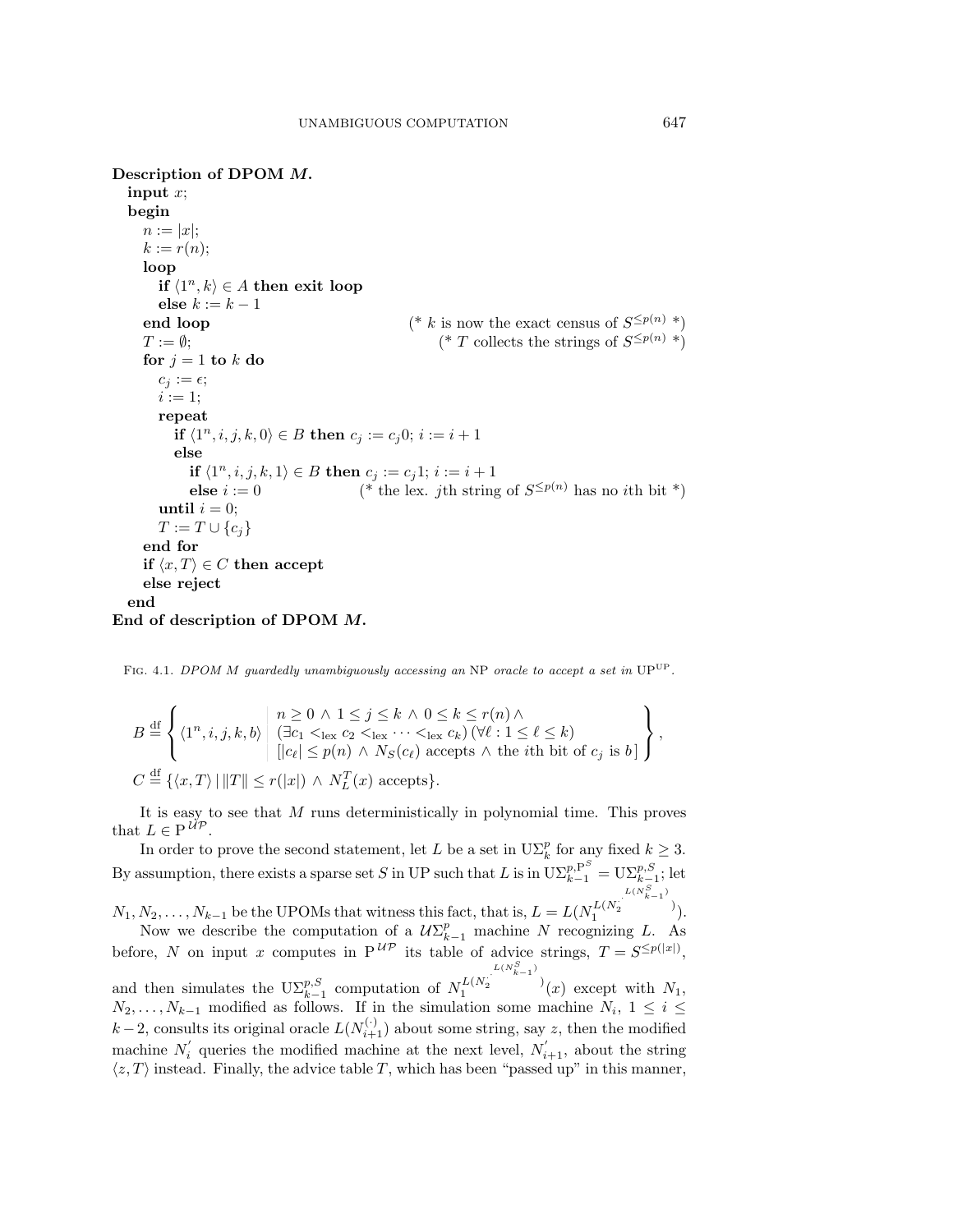**Description of DPOM $M$.**

```
input x;
begin
   n := |x|;
   k := r(n);
   loop
      if ⟨1^n, k⟩ ∈ A then exit loop
      else k := k − 1
   end loop                          (* k is now the exact census of S^{≤p(n)} *)
   T := ∅;                           (* T collects the strings of S^{≤p(n)} *)
   for j = 1 to k do
      c_j := ε;
      i := 1;
      repeat
         if ⟨1^n, i, j, k, 0⟩ ∈ B then c_j := c_j0; i := i + 1
         else
            if ⟨1^n, i, j, k, 1⟩ ∈ B then c_j := c_j1; i := i + 1
            else i := 0              (* the lex. jth string of S^{≤p(n)} has no ith bit *)
      until i = 0;
      T := T ∪ {c_j}
   end for
   if ⟨x, T⟩ ∈ C then accept
   else reject
end
```

**End of description of DPOM $M$.**

Fig. 4.1. *DPOM $M$ guardedly unambiguously accessing an* NP *oracle to accept a set in* $\mathrm{UP}^{\mathrm{UP}}$.

$$B \stackrel{\mathrm{df}}{=} \left\{ \langle 1^n, i, j, k, b\rangle \;\middle|\; \begin{array}{l} n \geq 0 \,\wedge\, 1 \leq j \leq k \,\wedge\, 0 \leq k \leq r(n) \,\wedge \\ (\exists c_1 <_{\mathrm{lex}} c_2 <_{\mathrm{lex}} \cdots <_{\mathrm{lex}} c_k)\,(\forall \ell : 1 \leq \ell \leq k) \\ \,[|c_\ell| \leq p(n) \,\wedge\, N_S(c_\ell) \text{ accepts} \,\wedge \text{ the } i\text{th bit of } c_j \text{ is } b\,] \end{array} \right\},$$

$$C \stackrel{\mathrm{df}}{=} \{\langle x, T\rangle \mid \|T\| \leq r(|x|) \,\wedge\, N_L^T(x) \text{ accepts}\}.$$

It is easy to see that $M$ runs deterministically in polynomial time. This proves that $L \in \mathrm{P}^{\mathcal{UP}}$.

In order to prove the second statement, let $L$ be a set in $\mathrm{U}\Sigma_k^p$ for any fixed $k \geq 3$. By assumption, there exists a sparse set $S$ in UP such that $L$ is in $\mathrm{U}\Sigma_{k-1}^{p,\mathrm{P}^S} = \mathrm{U}\Sigma_{k-1}^{p,S}$; let $N_1, N_2, \ldots, N_{k-1}$ be the UPOMs that witness this fact, that is, $L = L(N_1^{L(N_2^{\cdot^{\cdot^{L(N_{k-1}^S)}}})})$.

Now we describe the computation of a $\mathcal{U}\Sigma_{k-1}^p$ machine $N$ recognizing $L$. As before, $N$ on input $x$ computes in $\mathrm{P}^{\mathcal{UP}}$ its table of advice strings, $T = S^{\leq p(|x|)}$, and then simulates the $\mathrm{U}\Sigma_{k-1}^{p,S}$ computation of $N_1^{L(N_2^{\cdot^{\cdot^{L(N_{k-1}^S)}}})}(x)$ except with $N_1$, $N_2, \ldots, N_{k-1}$ modified as follows. If in the simulation some machine $N_i$, $1 \leq i \leq k-2$, consults its original oracle $L(N_{i+1}^{(\cdot)})$ about some string, say $z$, then the modified machine $N_i^{'}$ queries the modified machine at the next level, $N_{i+1}^{'}$, about the string $\langle z, T\rangle$ instead. Finally, the advice table $T$, which has been "passed up" in this manner,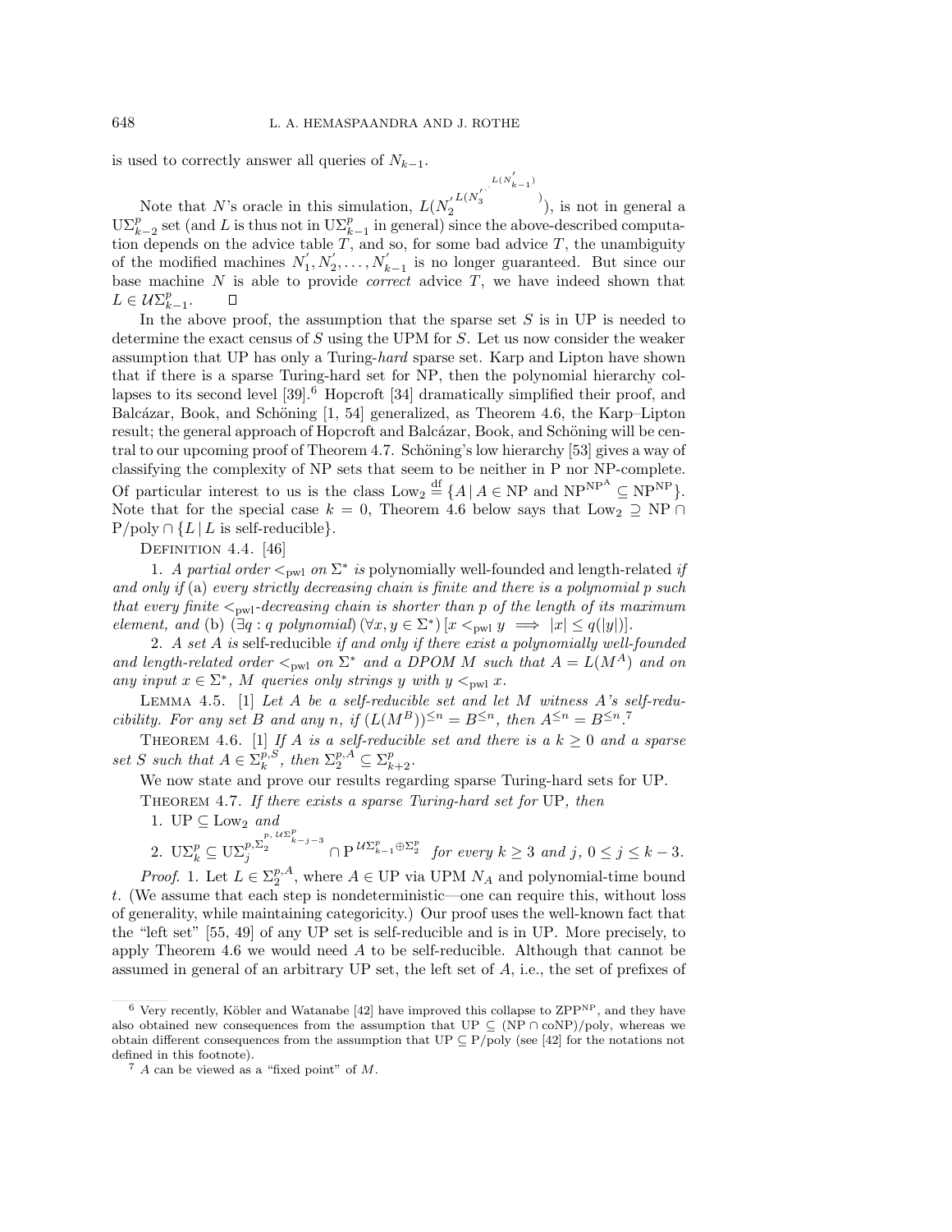is used to correctly answer all queries of $N_{k-1}$.

Note that $N$'s oracle in this simulation, $L(N_2'^{L(N_3'^{\cdot^{\cdot^{L(N_{k-1}')}}})})$, is not in general a $\mathrm{U}\Sigma_{k-2}^p$ set (and $L$ is thus not in $\mathrm{U}\Sigma_{k-1}^p$ in general) since the above-described computation depends on the advice table $T$, and so, for some bad advice $T$, the unambiguity of the modified machines $N_1', N_2', \ldots, N_{k-1}'$ is no longer guaranteed. But since our base machine $N$ is able to provide *correct* advice $T$, we have indeed shown that $L \in \mathcal{U}\Sigma_{k-1}^p$. $\square$

In the above proof, the assumption that the sparse set $S$ is in UP is needed to determine the exact census of $S$ using the UPM for $S$. Let us now consider the weaker assumption that UP has only a Turing-*hard* sparse set. Karp and Lipton have shown that if there is a sparse Turing-hard set for NP, then the polynomial hierarchy collapses to its second level [39].[6] Hopcroft [34] dramatically simplified their proof, and Balcázar, Book, and Schöning [1, 54] generalized, as Theorem 4.6, the Karp–Lipton result; the general approach of Hopcroft and Balcázar, Book, and Schöning will be central to our upcoming proof of Theorem 4.7. Schöning's low hierarchy [53] gives a way of classifying the complexity of NP sets that seem to be neither in P nor NP-complete. Of particular interest to us is the class $\mathrm{Low}_2 \stackrel{\mathrm{df}}{=} \{A \mid A \in \mathrm{NP} \text{ and } \mathrm{NP}^{\mathrm{NP}^A} \subseteq \mathrm{NP}^{\mathrm{NP}}\}$. Note that for the special case $k = 0$, Theorem 4.6 below says that $\mathrm{Low}_2 \supseteq \mathrm{NP} \cap \mathrm{P/poly} \cap \{L \mid L \text{ is self-reducible}\}$.

Definition 4.4. [46]

1. *A partial order $<_{\mathrm{pwl}}$ on $\Sigma^*$ is* polynomially well-founded and length-related *if and only if* (a) *every strictly decreasing chain is finite and there is a polynomial $p$ such that every finite $<_{\mathrm{pwl}}$-decreasing chain is shorter than $p$ of the length of its maximum element, and* (b) $(\exists q : q \text{ polynomial})\, (\forall x, y \in \Sigma^*)\, [x <_{\mathrm{pwl}} y \implies |x| \leq q(|y|)]$.

2. *A set $A$ is* self-reducible *if and only if there exist a polynomially well-founded and length-related order $<_{\mathrm{pwl}}$ on $\Sigma^*$ and a DPOM $M$ such that $A = L(M^A)$ and on any input $x \in \Sigma^*$, $M$ queries only strings $y$ with $y <_{\mathrm{pwl}} x$.*

Lemma 4.5. [1] *Let $A$ be a self-reducible set and let $M$ witness $A$'s self-reducibility. For any set $B$ and any $n$, if $(L(M^B))^{\leq n} = B^{\leq n}$, then $A^{\leq n} = B^{\leq n}$.*[7]

Theorem 4.6. [1] *If $A$ is a self-reducible set and there is a $k \geq 0$ and a sparse set $S$ such that $A \in \Sigma_k^{p,S}$, then $\Sigma_2^{p,A} \subseteq \Sigma_{k+2}^p$.*

We now state and prove our results regarding sparse Turing-hard sets for UP.

Theorem 4.7. *If there exists a sparse Turing-hard set for* UP, *then*

1. $\mathrm{UP} \subseteq \mathrm{Low}_2$ *and*
2. $\mathrm{U}\Sigma_k^p \subseteq \mathrm{U}\Sigma_j^{p,\Sigma_2^{p,\,\mathcal{U}\Sigma_{k-j-3}^p}} \cap \mathrm{P}^{\mathcal{U}\Sigma_{k-1}^p \oplus \Sigma_2^p}$ *for every $k \geq 3$ and $j$, $0 \leq j \leq k-3$.*

*Proof.* 1. Let $L \in \Sigma_2^{p,A}$, where $A \in \mathrm{UP}$ via UPM $N_A$ and polynomial-time bound $t$. (We assume that each step is nondeterministic—one can require this, without loss of generality, while maintaining categoricity.) Our proof uses the well-known fact that the "left set" [55, 49] of any UP set is self-reducible and is in UP. More precisely, to apply Theorem 4.6 we would need $A$ to be self-reducible. Although that cannot be assumed in general of an arbitrary UP set, the left set of $A$, i.e., the set of prefixes of

---

[6] Very recently, Köbler and Watanabe [42] have improved this collapse to $\mathrm{ZPP}^{\mathrm{NP}}$, and they have also obtained new consequences from the assumption that $\mathrm{UP} \subseteq (\mathrm{NP} \cap \mathrm{coNP})/\mathrm{poly}$, whereas we obtain different consequences from the assumption that $\mathrm{UP} \subseteq \mathrm{P/poly}$ (see [42] for the notations not defined in this footnote).

[7] $A$ can be viewed as a "fixed point" of $M$.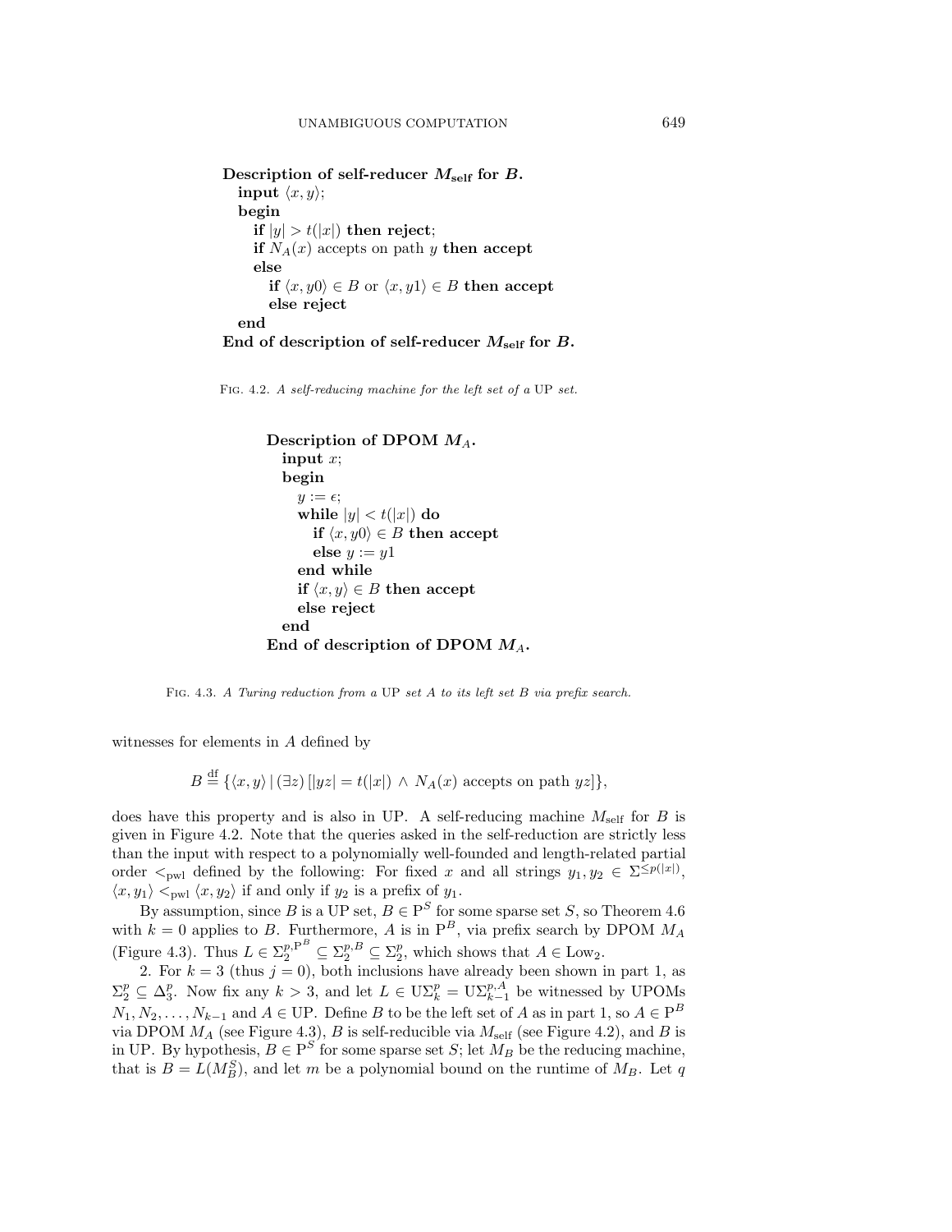```
Description of self-reducer M_self for B.
  input ⟨x, y⟩;
  begin
    if |y| > t(|x|) then reject;
    if N_A(x) accepts on path y then accept
    else
      if ⟨x, y0⟩ ∈ B or ⟨x, y1⟩ ∈ B then accept
      else reject
  end
End of description of self-reducer M_self for B.
```

Fig. 4.2. *A self-reducing machine for the left set of a* UP *set.*

```
Description of DPOM M_A.
  input x;
  begin
    y := ε;
    while |y| < t(|x|) do
      if ⟨x, y0⟩ ∈ B then accept
      else y := y1
    end while
    if ⟨x, y⟩ ∈ B then accept
    else reject
  end
End of description of DPOM M_A.
```

Fig. 4.3. *A Turing reduction from a* UP *set A to its left set B via prefix search.*

witnesses for elements in $A$ defined by

$$B \overset{\text{df}}{=} \{\langle x, y\rangle \mid (\exists z)\,[|yz| = t(|x|) \wedge N_A(x) \text{ accepts on path } yz]\},$$

does have this property and is also in UP. A self-reducing machine $M_{\text{self}}$ for $B$ is given in Figure 4.2. Note that the queries asked in the self-reduction are strictly less than the input with respect to a polynomially well-founded and length-related partial order $<_{\text{pwl}}$ defined by the following: For fixed $x$ and all strings $y_1, y_2 \in \Sigma^{\leq p(|x|)}$, $\langle x, y_1\rangle <_{\text{pwl}} \langle x, y_2\rangle$ if and only if $y_2$ is a prefix of $y_1$.

By assumption, since $B$ is a UP set, $B \in \mathrm{P}^S$ for some sparse set $S$, so Theorem 4.6 with $k = 0$ applies to $B$. Furthermore, $A$ is in $\mathrm{P}^B$, via prefix search by DPOM $M_A$ (Figure 4.3). Thus $L \in \Sigma_2^{p,\mathrm{P}^B} \subseteq \Sigma_2^{p,B} \subseteq \Sigma_2^p$, which shows that $A \in \mathrm{Low}_2$.

2. For $k = 3$ (thus $j = 0$), both inclusions have already been shown in part 1, as $\Sigma_2^p \subseteq \Delta_3^p$. Now fix any $k > 3$, and let $L \in \mathrm{U}\Sigma_k^p = \mathrm{U}\Sigma_{k-1}^{p,A}$ be witnessed by UPOMs $N_1, N_2, \ldots, N_{k-1}$ and $A \in \mathrm{UP}$. Define $B$ to be the left set of $A$ as in part 1, so $A \in \mathrm{P}^B$ via DPOM $M_A$ (see Figure 4.3), $B$ is self-reducible via $M_{\text{self}}$ (see Figure 4.2), and $B$ is in UP. By hypothesis, $B \in \mathrm{P}^S$ for some sparse set $S$; let $M_B$ be the reducing machine, that is $B = L(M_B^S)$, and let $m$ be a polynomial bound on the runtime of $M_B$. Let $q$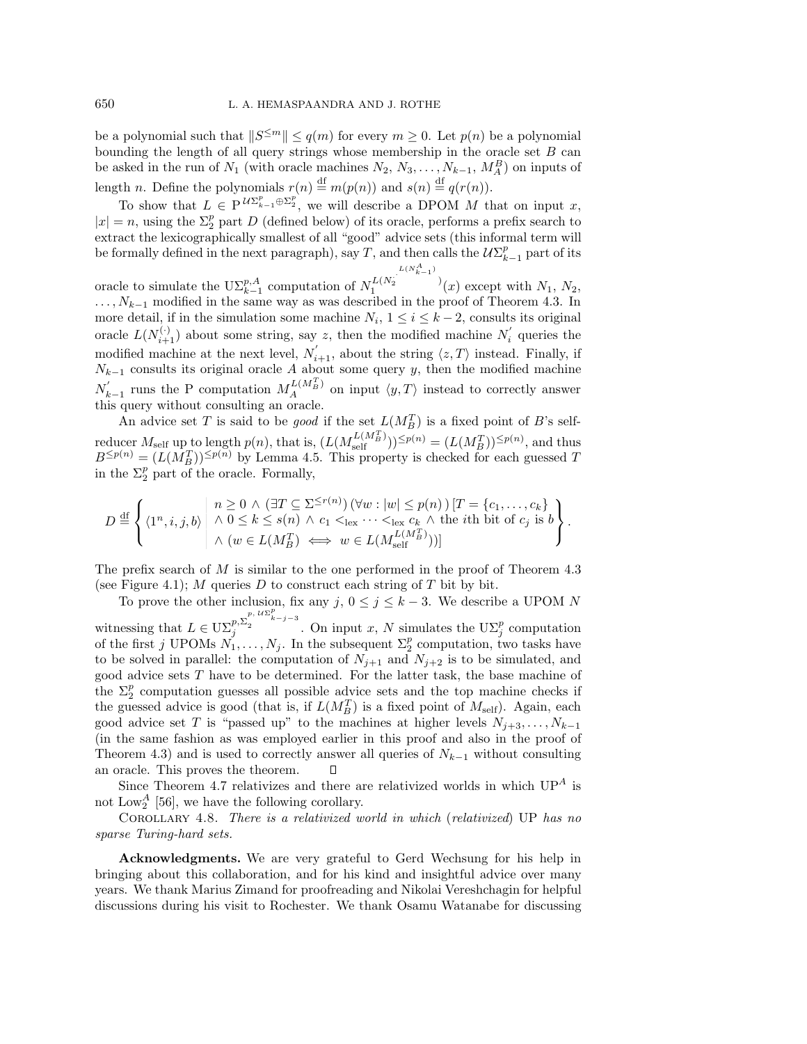be a polynomial such that $\|S^{\leq m}\| \leq q(m)$ for every $m \geq 0$. Let $p(n)$ be a polynomial bounding the length of all query strings whose membership in the oracle set $B$ can be asked in the run of $N_1$ (with oracle machines $N_2, N_3, \ldots, N_{k-1}, M_A^B$) on inputs of length $n$. Define the polynomials $r(n) \stackrel{\text{df}}{=} m(p(n))$ and $s(n) \stackrel{\text{df}}{=} q(r(n))$.

To show that $L \in \mathrm{P}^{\mathcal{U}\Sigma_{k-1}^p \oplus \Sigma_2^p}$, we will describe a DPOM $M$ that on input $x$, $|x| = n$, using the $\Sigma_2^p$ part $D$ (defined below) of its oracle, performs a prefix search to extract the lexicographically smallest of all "good" advice sets (this informal term will be formally defined in the next paragraph), say $T$, and then calls the $\mathcal{U}\Sigma_{k-1}^p$ part of its oracle to simulate the $\mathrm{U}\Sigma_{k-1}^{p,A}$ computation of $N_1^{L(N_2^{\cdot^{\cdot^{L(N_{k-1}^A)}}})}(x)$ except with $N_1, N_2, \ldots, N_{k-1}$ modified in the same way as was described in the proof of Theorem 4.3. In more detail, if in the simulation some machine $N_i$, $1 \leq i \leq k-2$, consults its original oracle $L(N_{i+1}^{(\cdot)})$ about some string, say $z$, then the modified machine $N_i^{'}$ queries the modified machine at the next level, $N_{i+1}^{'}$, about the string $\langle z, T\rangle$ instead. Finally, if $N_{k-1}$ consults its original oracle $A$ about some query $y$, then the modified machine $N_{k-1}^{'}$ runs the P computation $M_A^{L(M_B^T)}$ on input $\langle y, T\rangle$ instead to correctly answer this query without consulting an oracle.

An advice set $T$ is said to be *good* if the set $L(M_B^T)$ is a fixed point of $B$'s self-reducer $M_{\text{self}}$ up to length $p(n)$, that is, $(L(M_{\text{self}}^{L(M_B^T)}))^{\leq p(n)} = (L(M_B^T))^{\leq p(n)}$, and thus $B^{\leq p(n)} = (L(M_B^T))^{\leq p(n)}$ by Lemma 4.5. This property is checked for each guessed $T$ in the $\Sigma_2^p$ part of the oracle. Formally,

$$D \stackrel{\text{df}}{=} \left\{ \langle 1^n, i, j, b\rangle \;\middle|\; \begin{array}{l} n \geq 0 \wedge (\exists T \subseteq \Sigma^{\leq r(n)})\, (\forall w : |w| \leq p(n)\,)\, [T = \{c_1, \ldots, c_k\} \\ \wedge\ 0 \leq k \leq s(n) \wedge c_1 <_{\text{lex}} \cdots <_{\text{lex}} c_k \wedge \text{the } i\text{th bit of } c_j \text{ is } b \\ \wedge\ (w \in L(M_B^T) \iff w \in L(M_{\text{self}}^{L(M_B^T)}))] \end{array} \right\}.$$

The prefix search of $M$ is similar to the one performed in the proof of Theorem 4.3 (see Figure 4.1); $M$ queries $D$ to construct each string of $T$ bit by bit.

To prove the other inclusion, fix any $j$, $0 \leq j \leq k-3$. We describe a UPOM $N$ witnessing that $L \in \mathrm{U}\Sigma_j^{p,\Sigma_2^{p,\,\mathcal{U}\Sigma_{k-j-3}^p}}$. On input $x$, $N$ simulates the $\mathrm{U}\Sigma_j^p$ computation of the first $j$ UPOMs $N_1, \ldots, N_j$. In the subsequent $\Sigma_2^p$ computation, two tasks have to be solved in parallel: the computation of $N_{j+1}$ and $N_{j+2}$ is to be simulated, and good advice sets $T$ have to be determined. For the latter task, the base machine of the $\Sigma_2^p$ computation guesses all possible advice sets and the top machine checks if the guessed advice is good (that is, if $L(M_B^T)$ is a fixed point of $M_{\text{self}}$). Again, each good advice set $T$ is "passed up" to the machines at higher levels $N_{j+3}, \ldots, N_{k-1}$ (in the same fashion as was employed earlier in this proof and also in the proof of Theorem 4.3) and is used to correctly answer all queries of $N_{k-1}$ without consulting an oracle. This proves the theorem. $\square$

Since Theorem 4.7 relativizes and there are relativized worlds in which $\mathrm{UP}^A$ is not $\mathrm{Low}_2^A$ [56], we have the following corollary.

COROLLARY 4.8. *There is a relativized world in which (relativized)* UP *has no sparse Turing-hard sets.*

**Acknowledgments.** We are very grateful to Gerd Wechsung for his help in bringing about this collaboration, and for his kind and insightful advice over many years. We thank Marius Zimand for proofreading and Nikolai Vereshchagin for helpful discussions during his visit to Rochester. We thank Osamu Watanabe for discussing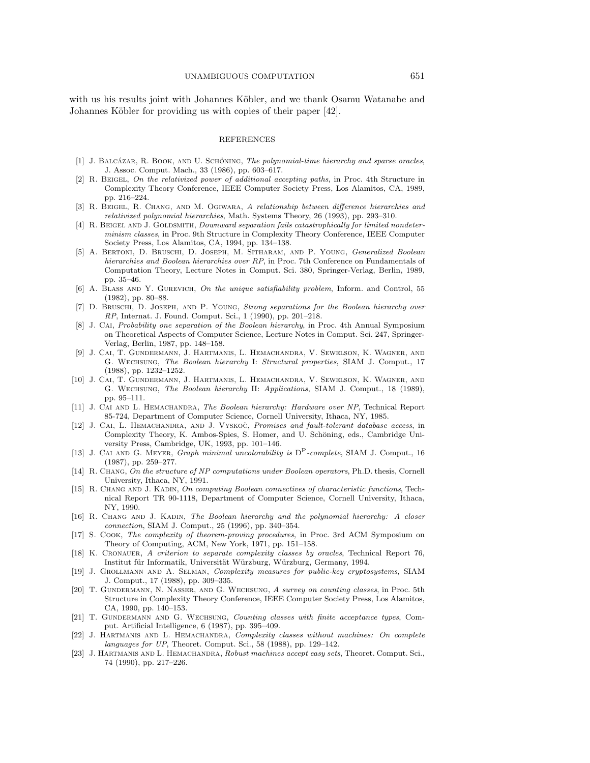with us his results joint with Johannes Köbler, and we thank Osamu Watanabe and Johannes Köbler for providing us with copies of their paper [42].

## REFERENCES

[1] J. Balcázar, R. Book, and U. Schöning, *The polynomial-time hierarchy and sparse oracles*, J. Assoc. Comput. Mach., 33 (1986), pp. 603–617.

[2] R. Beigel, *On the relativized power of additional accepting paths*, in Proc. 4th Structure in Complexity Theory Conference, IEEE Computer Society Press, Los Alamitos, CA, 1989, pp. 216–224.

[3] R. Beigel, R. Chang, and M. Ogiwara, *A relationship between difference hierarchies and relativized polynomial hierarchies*, Math. Systems Theory, 26 (1993), pp. 293–310.

[4] R. Beigel and J. Goldsmith, *Downward separation fails catastrophically for limited nondeterminism classes*, in Proc. 9th Structure in Complexity Theory Conference, IEEE Computer Society Press, Los Alamitos, CA, 1994, pp. 134–138.

[5] A. Bertoni, D. Bruschi, D. Joseph, M. Sitharam, and P. Young, *Generalized Boolean hierarchies and Boolean hierarchies over RP*, in Proc. 7th Conference on Fundamentals of Computation Theory, Lecture Notes in Comput. Sci. 380, Springer-Verlag, Berlin, 1989, pp. 35–46.

[6] A. Blass and Y. Gurevich, *On the unique satisfiability problem*, Inform. and Control, 55 (1982), pp. 80–88.

[7] D. Bruschi, D. Joseph, and P. Young, *Strong separations for the Boolean hierarchy over RP*, Internat. J. Found. Comput. Sci., 1 (1990), pp. 201–218.

[8] J. Cai, *Probability one separation of the Boolean hierarchy*, in Proc. 4th Annual Symposium on Theoretical Aspects of Computer Science, Lecture Notes in Comput. Sci. 247, Springer-Verlag, Berlin, 1987, pp. 148–158.

[9] J. Cai, T. Gundermann, J. Hartmanis, L. Hemachandra, V. Sewelson, K. Wagner, and G. Wechsung, *The Boolean hierarchy* I: *Structural properties*, SIAM J. Comput., 17 (1988), pp. 1232–1252.

[10] J. Cai, T. Gundermann, J. Hartmanis, L. Hemachandra, V. Sewelson, K. Wagner, and G. Wechsung, *The Boolean hierarchy* II: *Applications*, SIAM J. Comput., 18 (1989), pp. 95–111.

[11] J. Cai and L. Hemachandra, *The Boolean hierarchy: Hardware over NP*, Technical Report 85-724, Department of Computer Science, Cornell University, Ithaca, NY, 1985.

[12] J. Cai, L. Hemachandra, and J. Vyskoč, *Promises and fault-tolerant database access*, in Complexity Theory, K. Ambos-Spies, S. Homer, and U. Schöning, eds., Cambridge University Press, Cambridge, UK, 1993, pp. 101–146.

[13] J. Cai and G. Meyer, *Graph minimal uncolorability is* $\mathrm{D^P}$*-complete*, SIAM J. Comput., 16 (1987), pp. 259–277.

[14] R. Chang, *On the structure of NP computations under Boolean operators*, Ph.D. thesis, Cornell University, Ithaca, NY, 1991.

[15] R. Chang and J. Kadin, *On computing Boolean connectives of characteristic functions*, Technical Report TR 90-1118, Department of Computer Science, Cornell University, Ithaca, NY, 1990.

[16] R. Chang and J. Kadin, *The Boolean hierarchy and the polynomial hierarchy: A closer connection*, SIAM J. Comput., 25 (1996), pp. 340–354.

[17] S. Cook, *The complexity of theorem-proving procedures*, in Proc. 3rd ACM Symposium on Theory of Computing, ACM, New York, 1971, pp. 151–158.

[18] K. Cronauer, *A criterion to separate complexity classes by oracles*, Technical Report 76, Institut für Informatik, Universität Würzburg, Würzburg, Germany, 1994.

[19] J. Grollmann and A. Selman, *Complexity measures for public-key cryptosystems*, SIAM J. Comput., 17 (1988), pp. 309–335.

[20] T. Gundermann, N. Nasser, and G. Wechsung, *A survey on counting classes*, in Proc. 5th Structure in Complexity Theory Conference, IEEE Computer Society Press, Los Alamitos, CA, 1990, pp. 140–153.

[21] T. Gundermann and G. Wechsung, *Counting classes with finite acceptance types*, Comput. Artificial Intelligence, 6 (1987), pp. 395–409.

[22] J. Hartmanis and L. Hemachandra, *Complexity classes without machines: On complete languages for UP*, Theoret. Comput. Sci., 58 (1988), pp. 129–142.

[23] J. Hartmanis and L. Hemachandra, *Robust machines accept easy sets*, Theoret. Comput. Sci., 74 (1990), pp. 217–226.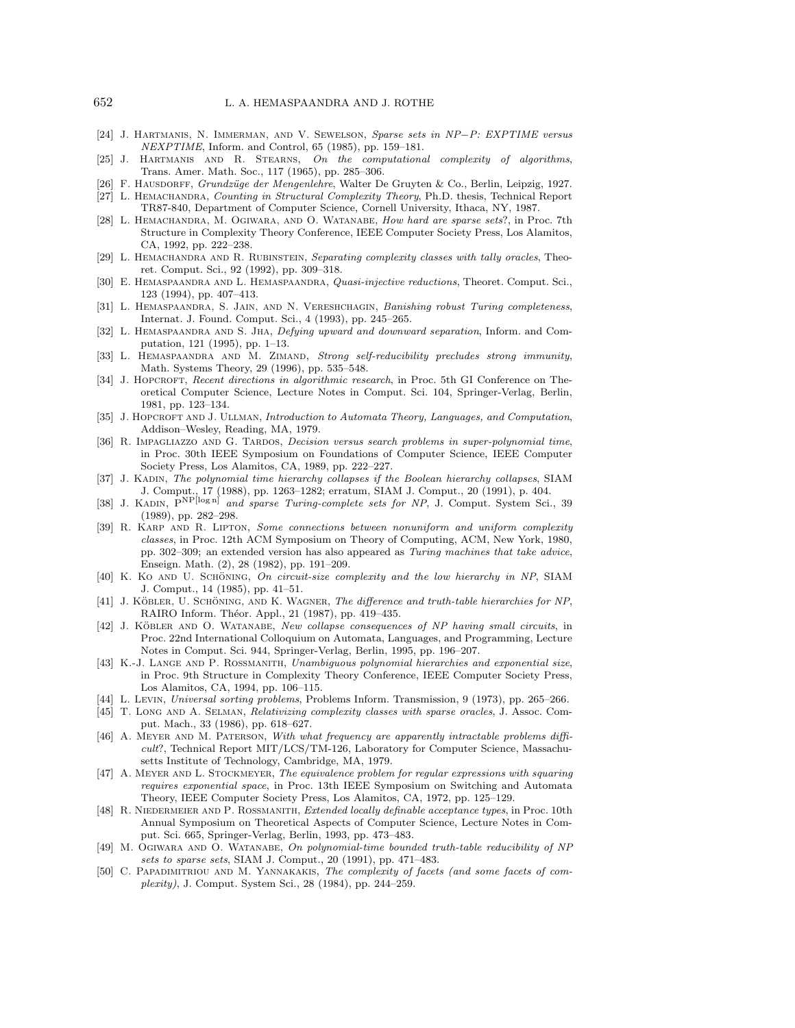[24] J. Hartmanis, N. Immerman, and V. Sewelson, *Sparse sets in NP−P: EXPTIME versus NEXPTIME*, Inform. and Control, 65 (1985), pp. 159–181.

[25] J. Hartmanis and R. Stearns, *On the computational complexity of algorithms*, Trans. Amer. Math. Soc., 117 (1965), pp. 285–306.

[26] F. Hausdorff, *Grundzüge der Mengenlehre*, Walter De Gruyten & Co., Berlin, Leipzig, 1927.

[27] L. Hemachandra, *Counting in Structural Complexity Theory*, Ph.D. thesis, Technical Report TR87-840, Department of Computer Science, Cornell University, Ithaca, NY, 1987.

[28] L. Hemachandra, M. Ogiwara, and O. Watanabe, *How hard are sparse sets?*, in Proc. 7th Structure in Complexity Theory Conference, IEEE Computer Society Press, Los Alamitos, CA, 1992, pp. 222–238.

[29] L. Hemachandra and R. Rubinstein, *Separating complexity classes with tally oracles*, Theoret. Comput. Sci., 92 (1992), pp. 309–318.

[30] E. Hemaspaandra and L. Hemaspaandra, *Quasi-injective reductions*, Theoret. Comput. Sci., 123 (1994), pp. 407–413.

[31] L. Hemaspaandra, S. Jain, and N. Vereshchagin, *Banishing robust Turing completeness*, Internat. J. Found. Comput. Sci., 4 (1993), pp. 245–265.

[32] L. Hemaspaandra and S. Jha, *Defying upward and downward separation*, Inform. and Computation, 121 (1995), pp. 1–13.

[33] L. Hemaspaandra and M. Zimand, *Strong self-reducibility precludes strong immunity*, Math. Systems Theory, 29 (1996), pp. 535–548.

[34] J. Hopcroft, *Recent directions in algorithmic research*, in Proc. 5th GI Conference on Theoretical Computer Science, Lecture Notes in Comput. Sci. 104, Springer-Verlag, Berlin, 1981, pp. 123–134.

[35] J. Hopcroft and J. Ullman, *Introduction to Automata Theory, Languages, and Computation*, Addison–Wesley, Reading, MA, 1979.

[36] R. Impagliazzo and G. Tardos, *Decision versus search problems in super-polynomial time*, in Proc. 30th IEEE Symposium on Foundations of Computer Science, IEEE Computer Society Press, Los Alamitos, CA, 1989, pp. 222–227.

[37] J. Kadin, *The polynomial time hierarchy collapses if the Boolean hierarchy collapses*, SIAM J. Comput., 17 (1988), pp. 1263–1282; erratum, SIAM J. Comput., 20 (1991), p. 404.

[38] J. Kadin, $\mathrm{P}^{\mathrm{NP}[\log n]}$ *and sparse Turing-complete sets for NP*, J. Comput. System Sci., 39 (1989), pp. 282–298.

[39] R. Karp and R. Lipton, *Some connections between nonuniform and uniform complexity classes*, in Proc. 12th ACM Symposium on Theory of Computing, ACM, New York, 1980, pp. 302–309; an extended version has also appeared as *Turing machines that take advice*, Enseign. Math. (2), 28 (1982), pp. 191–209.

[40] K. Ko and U. Schöning, *On circuit-size complexity and the low hierarchy in NP*, SIAM J. Comput., 14 (1985), pp. 41–51.

[41] J. Köbler, U. Schöning, and K. Wagner, *The difference and truth-table hierarchies for NP*, RAIRO Inform. Théor. Appl., 21 (1987), pp. 419–435.

[42] J. Köbler and O. Watanabe, *New collapse consequences of NP having small circuits*, in Proc. 22nd International Colloquium on Automata, Languages, and Programming, Lecture Notes in Comput. Sci. 944, Springer-Verlag, Berlin, 1995, pp. 196–207.

[43] K.-J. Lange and P. Rossmanith, *Unambiguous polynomial hierarchies and exponential size*, in Proc. 9th Structure in Complexity Theory Conference, IEEE Computer Society Press, Los Alamitos, CA, 1994, pp. 106–115.

[44] L. Levin, *Universal sorting problems*, Problems Inform. Transmission, 9 (1973), pp. 265–266.

[45] T. Long and A. Selman, *Relativizing complexity classes with sparse oracles*, J. Assoc. Comput. Mach., 33 (1986), pp. 618–627.

[46] A. Meyer and M. Paterson, *With what frequency are apparently intractable problems difficult?*, Technical Report MIT/LCS/TM-126, Laboratory for Computer Science, Massachusetts Institute of Technology, Cambridge, MA, 1979.

[47] A. Meyer and L. Stockmeyer, *The equivalence problem for regular expressions with squaring requires exponential space*, in Proc. 13th IEEE Symposium on Switching and Automata Theory, IEEE Computer Society Press, Los Alamitos, CA, 1972, pp. 125–129.

[48] R. Niedermeier and P. Rossmanith, *Extended locally definable acceptance types*, in Proc. 10th Annual Symposium on Theoretical Aspects of Computer Science, Lecture Notes in Comput. Sci. 665, Springer-Verlag, Berlin, 1993, pp. 473–483.

[49] M. Ogiwara and O. Watanabe, *On polynomial-time bounded truth-table reducibility of NP sets to sparse sets*, SIAM J. Comput., 20 (1991), pp. 471–483.

[50] C. Papadimitriou and M. Yannakakis, *The complexity of facets (and some facets of complexity)*, J. Comput. System Sci., 28 (1984), pp. 244–259.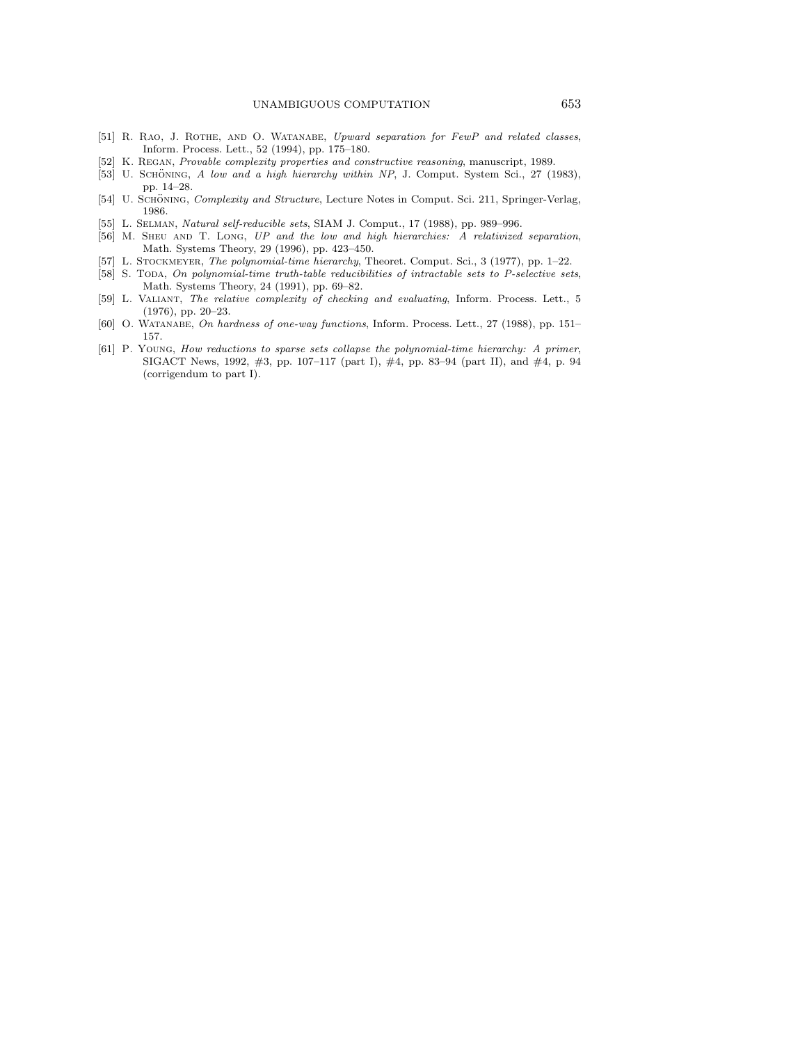[51] R. Rao, J. Rothe, and O. Watanabe, *Upward separation for FewP and related classes*, Inform. Process. Lett., 52 (1994), pp. 175–180.

[52] K. Regan, *Provable complexity properties and constructive reasoning*, manuscript, 1989.

[53] U. Schöning, *A low and a high hierarchy within NP*, J. Comput. System Sci., 27 (1983), pp. 14–28.

[54] U. Schöning, *Complexity and Structure*, Lecture Notes in Comput. Sci. 211, Springer-Verlag, 1986.

[55] L. Selman, *Natural self-reducible sets*, SIAM J. Comput., 17 (1988), pp. 989–996.

[56] M. Sheu and T. Long, *UP and the low and high hierarchies: A relativized separation*, Math. Systems Theory, 29 (1996), pp. 423–450.

[57] L. Stockmeyer, *The polynomial-time hierarchy*, Theoret. Comput. Sci., 3 (1977), pp. 1–22.

[58] S. Toda, *On polynomial-time truth-table reducibilities of intractable sets to P-selective sets*, Math. Systems Theory, 24 (1991), pp. 69–82.

[59] L. Valiant, *The relative complexity of checking and evaluating*, Inform. Process. Lett., 5 (1976), pp. 20–23.

[60] O. Watanabe, *On hardness of one-way functions*, Inform. Process. Lett., 27 (1988), pp. 151–157.

[61] P. Young, *How reductions to sparse sets collapse the polynomial-time hierarchy: A primer*, SIGACT News, 1992, #3, pp. 107–117 (part I), #4, pp. 83–94 (part II), and #4, p. 94 (corrigendum to part I).